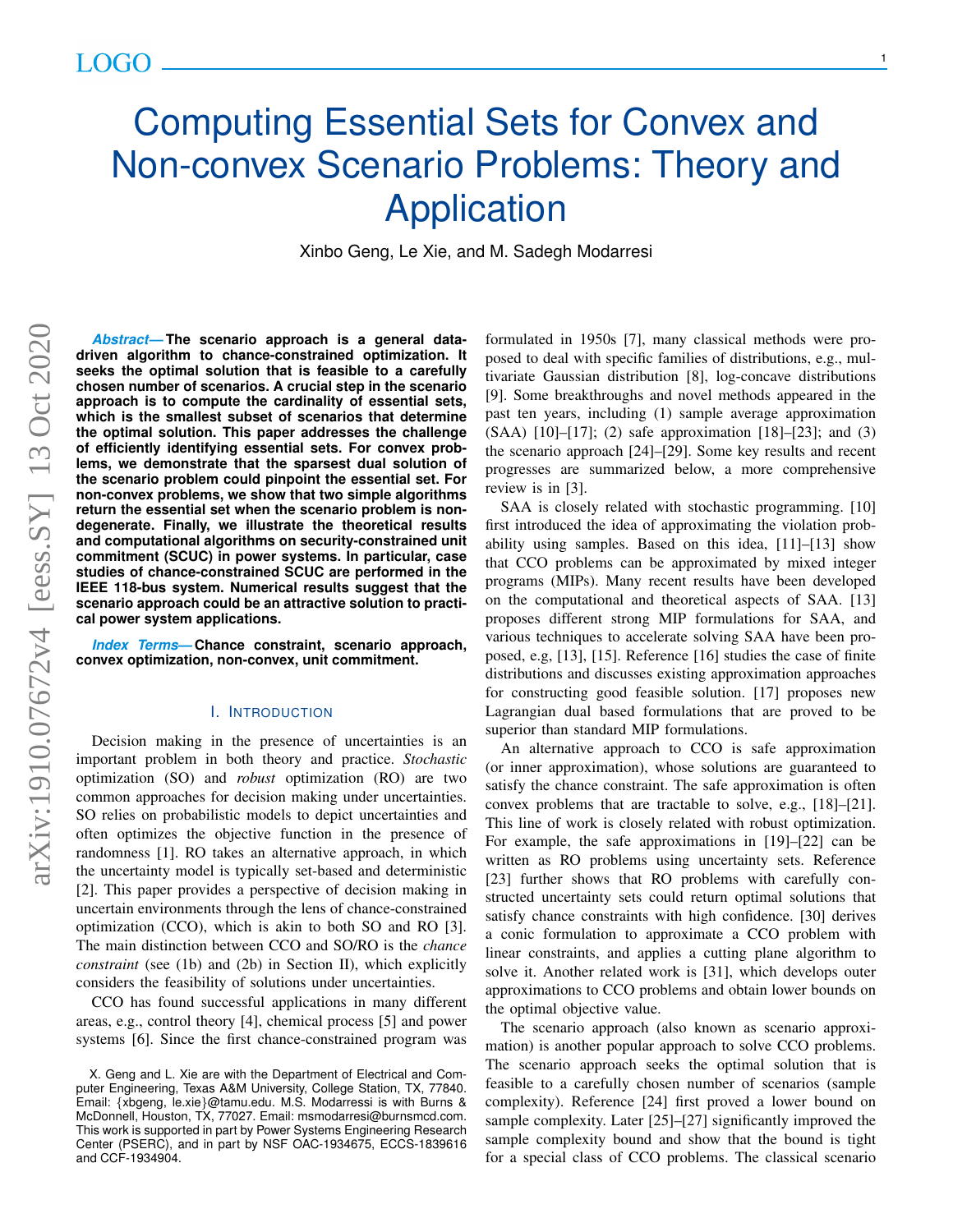# Computing Essential Sets for Convex and Non-convex Scenario Problems: Theory and Application

Xinbo Geng, Le Xie, and M. Sadegh Modarresi

***Abstract*—The scenario approach is a general data-driven algorithm to chance-constrained optimization. It seeks the optimal solution that is feasible to a carefully chosen number of scenarios. A crucial step in the scenario approach is to compute the cardinality of essential sets, which is the smallest subset of scenarios that determine the optimal solution. This paper addresses the challenge of efficiently identifying essential sets. For convex problems, we demonstrate that the sparsest dual solution of the scenario problem could pinpoint the essential set. For non-convex problems, we show that two simple algorithms return the essential set when the scenario problem is non-degenerate. Finally, we illustrate the theoretical results and computational algorithms on security-constrained unit commitment (SCUC) in power systems. In particular, case studies of chance-constrained SCUC are performed in the IEEE 118-bus system. Numerical results suggest that the scenario approach could be an attractive solution to practical power system applications.**

***Index Terms*—Chance constraint, scenario approach, convex optimization, non-convex, unit commitment.**

## I. Introduction

Decision making in the presence of uncertainties is an important problem in both theory and practice. *Stochastic* optimization (SO) and *robust* optimization (RO) are two common approaches for decision making under uncertainties. SO relies on probabilistic models to depict uncertainties and often optimizes the objective function in the presence of randomness [1]. RO takes an alternative approach, in which the uncertainty model is typically set-based and deterministic [2]. This paper provides a perspective of decision making in uncertain environments through the lens of chance-constrained optimization (CCO), which is akin to both SO and RO [3]. The main distinction between CCO and SO/RO is the *chance constraint* (see (1b) and (2b) in Section II), which explicitly considers the feasibility of solutions under uncertainties.

CCO has found successful applications in many different areas, e.g., control theory [4], chemical process [5] and power systems [6]. Since the first chance-constrained program was formulated in 1950s [7], many classical methods were proposed to deal with specific families of distributions, e.g., multivariate Gaussian distribution [8], log-concave distributions [9]. Some breakthroughs and novel methods appeared in the past ten years, including (1) sample average approximation (SAA) [10]–[17]; (2) safe approximation [18]–[23]; and (3) the scenario approach [24]–[29]. Some key results and recent progresses are summarized below, a more comprehensive review is in [3].

SAA is closely related with stochastic programming. [10] first introduced the idea of approximating the violation probability using samples. Based on this idea, [11]–[13] show that CCO problems can be approximated by mixed integer programs (MIPs). Many recent results have been developed on the computational and theoretical aspects of SAA. [13] proposes different strong MIP formulations for SAA, and various techniques to accelerate solving SAA have been proposed, e.g, [13], [15]. Reference [16] studies the case of finite distributions and discusses existing approximation approaches for constructing good feasible solution. [17] proposes new Lagrangian dual based formulations that are proved to be superior than standard MIP formulations.

An alternative approach to CCO is safe approximation (or inner approximation), whose solutions are guaranteed to satisfy the chance constraint. The safe approximation is often convex problems that are tractable to solve, e.g., [18]–[21]. This line of work is closely related with robust optimization. For example, the safe approximations in [19]–[22] can be written as RO problems using uncertainty sets. Reference [23] further shows that RO problems with carefully constructed uncertainty sets could return optimal solutions that satisfy chance constraints with high confidence. [30] derives a conic formulation to approximate a CCO problem with linear constraints, and applies a cutting plane algorithm to solve it. Another related work is [31], which develops outer approximations to CCO problems and obtain lower bounds on the optimal objective value.

The scenario approach (also known as scenario approximation) is another popular approach to solve CCO problems. The scenario approach seeks the optimal solution that is feasible to a carefully chosen number of scenarios (sample complexity). Reference [24] first proved a lower bound on sample complexity. Later [25]–[27] significantly improved the sample complexity bound and show that the bound is tight for a special class of CCO problems. The classical scenario

X. Geng and L. Xie are with the Department of Electrical and Computer Engineering, Texas A&M University, College Station, TX, 77840. Email: {xbgeng, le.xie}@tamu.edu. M.S. Modarressi is with Burns & McDonnell, Houston, TX, 77027. Email: msmodarressi@burnsmcd.com. This work is supported in part by Power Systems Engineering Research Center (PSERC), and in part by NSF OAC-1934675, ECCS-1839616 and CCF-1934904.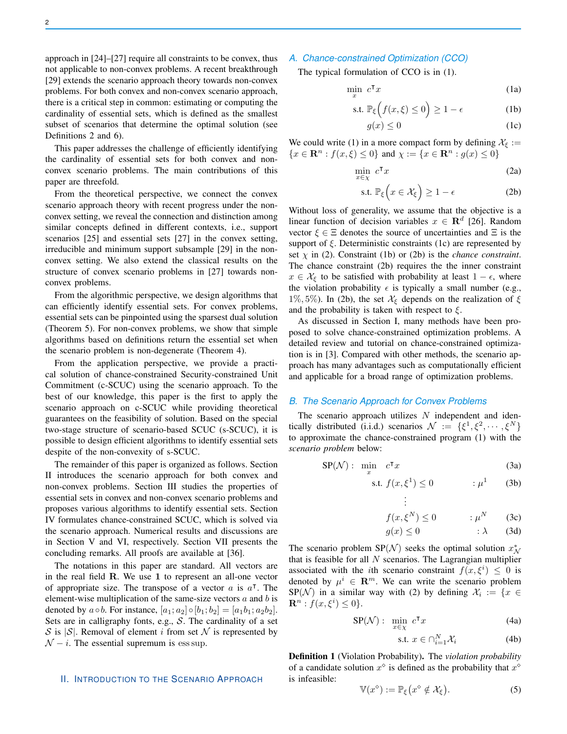approach in [24]–[27] require all constraints to be convex, thus not applicable to non-convex problems. A recent breakthrough [29] extends the scenario approach theory towards non-convex problems. For both convex and non-convex scenario approach, there is a critical step in common: estimating or computing the cardinality of essential sets, which is defined as the smallest subset of scenarios that determine the optimal solution (see Definitions 2 and 6).

This paper addresses the challenge of efficiently identifying the cardinality of essential sets for both convex and non-convex scenario problems. The main contributions of this paper are threefold.

From the theoretical perspective, we connect the convex scenario approach theory with recent progress under the non-convex setting, we reveal the connection and distinction among similar concepts defined in different contexts, i.e., support scenarios [25] and essential sets [27] in the convex setting, irreducible and minimum support subsample [29] in the non-convex setting. We also extend the classical results on the structure of convex scenario problems in [27] towards non-convex problems.

From the algorithmic perspective, we design algorithms that can efficiently identify essential sets. For convex problems, essential sets can be pinpointed using the sparsest dual solution (Theorem 5). For non-convex problems, we show that simple algorithms based on definitions return the essential set when the scenario problem is non-degenerate (Theorem 4).

From the application perspective, we provide a practical solution of chance-constrained Security-constrained Unit Commitment (c-SCUC) using the scenario approach. To the best of our knowledge, this paper is the first to apply the scenario approach on c-SCUC while providing theoretical guarantees on the feasibility of solution. Based on the special two-stage structure of scenario-based SCUC (s-SCUC), it is possible to design efficient algorithms to identify essential sets despite of the non-convexity of s-SCUC.

The remainder of this paper is organized as follows. Section II introduces the scenario approach for both convex and non-convex problems. Section III studies the properties of essential sets in convex and non-convex scenario problems and proposes various algorithms to identify essential sets. Section IV formulates chance-constrained SCUC, which is solved via the scenario approach. Numerical results and discussions are in Section V and VI, respectively. Section VII presents the concluding remarks. All proofs are available at [36].

The notations in this paper are standard. All vectors are in the real field $\mathbf{R}$. We use $\mathbf{1}$ to represent an all-one vector of appropriate size. The transpose of a vector $a$ is $a^\intercal$. The element-wise multiplication of the same-size vectors $a$ and $b$ is denoted by $a \circ b$. For instance, $[a_1; a_2] \circ [b_1; b_2] = [a_1 b_1; a_2 b_2]$. Sets are in calligraphy fonts, e.g., $\mathcal{S}$. The cardinality of a set $\mathcal{S}$ is $|\mathcal{S}|$. Removal of element $i$ from set $\mathcal{N}$ is represented by $\mathcal{N} - i$. The essential supremum is $\operatorname{ess\,sup}$.

## II. Introduction to the Scenario Approach

### A. Chance-constrained Optimization (CCO)

The typical formulation of CCO is in (1).

$$
\begin{aligned}
&\min_{x} \; c^\intercal x && \text{(1a)}\\
&\text{s.t. } \mathbb{P}_\xi\Big(f(x,\xi) \le 0\Big) \ge 1-\epsilon && \text{(1b)}\\
&\qquad g(x) \le 0 && \text{(1c)}
\end{aligned}
$$

We could write (1) in a more compact form by defining $\mathcal{X}_\xi := \{x \in \mathbf{R}^n : f(x,\xi) \le 0\}$ and $\chi := \{x \in \mathbf{R}^n : g(x) \le 0\}$

$$
\begin{aligned}
&\min_{x \in \chi} \; c^\intercal x && \text{(2a)}\\
&\text{s.t. } \mathbb{P}_\xi\Big(x \in \mathcal{X}_\xi\Big) \ge 1-\epsilon && \text{(2b)}
\end{aligned}
$$

Without loss of generality, we assume that the objective is a linear function of decision variables $x \in \mathbf{R}^d$ [26]. Random vector $\xi \in \Xi$ denotes the source of uncertainties and $\Xi$ is the support of $\xi$. Deterministic constraints (1c) are represented by set $\chi$ in (2). Constraint (1b) or (2b) is the *chance constraint*. The chance constraint (2b) requires the the inner constraint $x \in \mathcal{X}_\xi$ to be satisfied with probability at least $1-\epsilon$, where the violation probability $\epsilon$ is typically a small number (e.g., $1\%, 5\%$). In (2b), the set $\mathcal{X}_\xi$ depends on the realization of $\xi$ and the probability is taken with respect to $\xi$.

As discussed in Section I, many methods have been proposed to solve chance-constrained optimization problems. A detailed review and tutorial on chance-constrained optimization is in [3]. Compared with other methods, the scenario approach has many advantages such as computationally efficient and applicable for a broad range of optimization problems.

### B. The Scenario Approach for Convex Problems

The scenario approach utilizes $N$ independent and identically distributed (i.i.d.) scenarios $\mathcal{N} := \{\xi^1, \xi^2, \cdots, \xi^N\}$ to approximate the chance-constrained program (1) with the *scenario problem* below:

$$
\begin{aligned}
\text{SP}(\mathcal{N}):\;\; &\min_{x} \;\; c^\intercal x && \text{(3a)}\\
&\text{s.t. } f(x,\xi^1) \le 0 \qquad : \mu^1 && \text{(3b)}\\
&\qquad \vdots \\
&\qquad f(x,\xi^N) \le 0 \qquad : \mu^N && \text{(3c)}\\
&\qquad g(x) \le 0 \qquad\quad : \lambda && \text{(3d)}
\end{aligned}
$$

The scenario problem $\text{SP}(\mathcal{N})$ seeks the optimal solution $x^*_{\mathcal{N}}$ that is feasible for all $N$ scenarios. The Lagrangian multiplier associated with the $i$th scenario constraint $f(x,\xi^i) \le 0$ is denoted by $\mu^i \in \mathbf{R}^m$. We can write the scenario problem $\text{SP}(\mathcal{N})$ in a similar way with (2) by defining $\mathcal{X}_i := \{x \in \mathbf{R}^n : f(x,\xi^i) \le 0\}$.

$$
\begin{aligned}
\text{SP}(\mathcal{N}):\;\; &\min_{x \in \chi} \; c^\intercal x && \text{(4a)}\\
&\text{s.t. } x \in \cap_{i=1}^N \mathcal{X}_i && \text{(4b)}
\end{aligned}
$$

**Definition 1** (Violation Probability)**.** The *violation probability* of a candidate solution $x^\diamond$ is defined as the probability that $x^\diamond$ is infeasible:

$$
\mathbb{V}(x^\diamond) := \mathbb{P}_\xi\big(x^\diamond \notin \mathcal{X}_\xi\big). \tag{5}
$$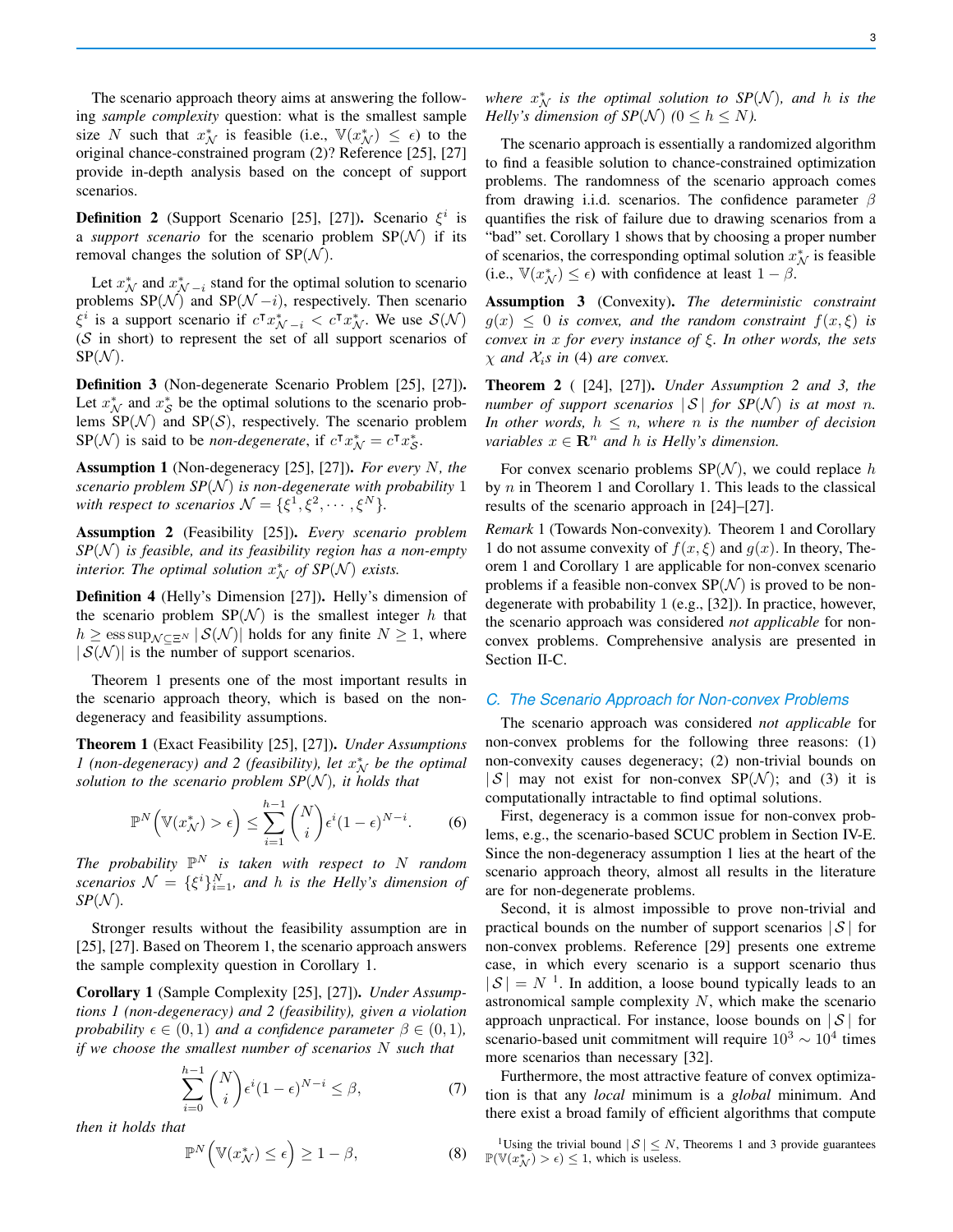The scenario approach theory aims at answering the following *sample complexity* question: what is the smallest sample size $N$ such that $x^*_{\mathcal{N}}$ is feasible (i.e., $\mathbb{V}(x^*_{\mathcal{N}}) \leq \epsilon$) to the original chance-constrained program (2)? Reference [25], [27] provide in-depth analysis based on the concept of support scenarios.

**Definition 2** (Support Scenario [25], [27]). Scenario $\xi^i$ is a *support scenario* for the scenario problem SP($\mathcal{N}$) if its removal changes the solution of SP($\mathcal{N}$).

Let $x^*_{\mathcal{N}}$ and $x^*_{\mathcal{N}-i}$ stand for the optimal solution to scenario problems SP($\mathcal{N}$) and SP($\mathcal{N}-i$), respectively. Then scenario $\xi^i$ is a support scenario if $c^\intercal x^*_{\mathcal{N}-i} < c^\intercal x^*_{\mathcal{N}}$. We use $\mathcal{S}(\mathcal{N})$ ($\mathcal{S}$ in short) to represent the set of all support scenarios of SP($\mathcal{N}$).

**Definition 3** (Non-degenerate Scenario Problem [25], [27]). Let $x^*_{\mathcal{N}}$ and $x^*_{\mathcal{S}}$ be the optimal solutions to the scenario problems SP($\mathcal{N}$) and SP($\mathcal{S}$), respectively. The scenario problem SP($\mathcal{N}$) is said to be *non-degenerate*, if $c^\intercal x^*_{\mathcal{N}} = c^\intercal x^*_{\mathcal{S}}$.

**Assumption 1** (Non-degeneracy [25], [27]). *For every $N$, the scenario problem SP($\mathcal{N}$) is non-degenerate with probability 1 with respect to scenarios $\mathcal{N} = \{\xi^1, \xi^2, \cdots, \xi^N\}$.*

**Assumption 2** (Feasibility [25]). *Every scenario problem SP($\mathcal{N}$) is feasible, and its feasibility region has a non-empty interior. The optimal solution $x^*_{\mathcal{N}}$ of SP($\mathcal{N}$) exists.*

**Definition 4** (Helly's Dimension [27]). Helly's dimension of the scenario problem SP($\mathcal{N}$) is the smallest integer $h$ that $h \geq \operatorname{ess\,sup}_{\mathcal{N} \subseteq \Xi^N} |\mathcal{S}(\mathcal{N})|$ holds for any finite $N \geq 1$, where $|\mathcal{S}(\mathcal{N})|$ is the number of support scenarios.

Theorem 1 presents one of the most important results in the scenario approach theory, which is based on the non-degeneracy and feasibility assumptions.

**Theorem 1** (Exact Feasibility [25], [27]). *Under Assumptions 1 (non-degeneracy) and 2 (feasibility), let $x^*_{\mathcal{N}}$ be the optimal solution to the scenario problem SP($\mathcal{N}$), it holds that*

$$\mathbb{P}^N\Big(\mathbb{V}(x^*_{\mathcal{N}}) > \epsilon\Big) \leq \sum_{i=1}^{h-1} \binom{N}{i} \epsilon^i (1-\epsilon)^{N-i}. \tag{6}$$

*The probability $\mathbb{P}^N$ is taken with respect to $N$ random scenarios $\mathcal{N} = \{\xi^i\}_{i=1}^N$, and $h$ is the Helly's dimension of SP($\mathcal{N}$).*

Stronger results without the feasibility assumption are in [25], [27]. Based on Theorem 1, the scenario approach answers the sample complexity question in Corollary 1.

**Corollary 1** (Sample Complexity [25], [27]). *Under Assumptions 1 (non-degeneracy) and 2 (feasibility), given a violation probability $\epsilon \in (0,1)$ and a confidence parameter $\beta \in (0,1)$, if we choose the smallest number of scenarios $N$ such that*

$$\sum_{i=0}^{h-1} \binom{N}{i} \epsilon^i (1-\epsilon)^{N-i} \leq \beta, \tag{7}$$

*then it holds that*

$$\mathbb{P}^N\Big(\mathbb{V}(x^*_{\mathcal{N}}) \leq \epsilon\Big) \geq 1-\beta, \tag{8}$$

*where $x^*_{\mathcal{N}}$ is the optimal solution to SP($\mathcal{N}$), and $h$ is the Helly's dimension of SP($\mathcal{N}$) ($0 \leq h \leq N$).*

The scenario approach is essentially a randomized algorithm to find a feasible solution to chance-constrained optimization problems. The randomness of the scenario approach comes from drawing i.i.d. scenarios. The confidence parameter $\beta$ quantifies the risk of failure due to drawing scenarios from a "bad" set. Corollary 1 shows that by choosing a proper number of scenarios, the corresponding optimal solution $x^*_{\mathcal{N}}$ is feasible (i.e., $\mathbb{V}(x^*_{\mathcal{N}}) \leq \epsilon$) with confidence at least $1-\beta$.

**Assumption 3** (Convexity). *The deterministic constraint $g(x) \leq 0$ is convex, and the random constraint $f(x, \xi)$ is convex in $x$ for every instance of $\xi$. In other words, the sets $\chi$ and $\mathcal{X}_i$s in (4) are convex.*

**Theorem 2** ( [24], [27]). *Under Assumption 2 and 3, the number of support scenarios $|\mathcal{S}|$ for SP($\mathcal{N}$) is at most $n$. In other words, $h \leq n$, where $n$ is the number of decision variables $x \in \mathbf{R}^n$ and $h$ is Helly's dimension.*

For convex scenario problems SP($\mathcal{N}$), we could replace $h$ by $n$ in Theorem 1 and Corollary 1. This leads to the classical results of the scenario approach in [24]–[27].

*Remark* 1 (Towards Non-convexity). Theorem 1 and Corollary 1 do not assume convexity of $f(x, \xi)$ and $g(x)$. In theory, Theorem 1 and Corollary 1 are applicable for non-convex scenario problems if a feasible non-convex SP($\mathcal{N}$) is proved to be non-degenerate with probability 1 (e.g., [32]). In practice, however, the scenario approach was considered *not applicable* for non-convex problems. Comprehensive analysis are presented in Section II-C.

### C. The Scenario Approach for Non-convex Problems

The scenario approach was considered *not applicable* for non-convex problems for the following three reasons: (1) non-convexity causes degeneracy; (2) non-trivial bounds on $|\mathcal{S}|$ may not exist for non-convex SP($\mathcal{N}$); and (3) it is computationally intractable to find optimal solutions.

First, degeneracy is a common issue for non-convex problems, e.g., the scenario-based SCUC problem in Section IV-E. Since the non-degeneracy assumption 1 lies at the heart of the scenario approach theory, almost all results in the literature are for non-degenerate problems.

Second, it is almost impossible to prove non-trivial and practical bounds on the number of support scenarios $|\mathcal{S}|$ for non-convex problems. Reference [29] presents one extreme case, in which every scenario is a support scenario thus $|\mathcal{S}| = N$ [1]. In addition, a loose bound typically leads to an astronomical sample complexity $N$, which make the scenario approach unpractical. For instance, loose bounds on $|\mathcal{S}|$ for scenario-based unit commitment will require $10^3 \sim 10^4$ times more scenarios than necessary [32].

Furthermore, the most attractive feature of convex optimization is that any *local* minimum is a *global* minimum. And there exist a broad family of efficient algorithms that compute

[1] Using the trivial bound $|\mathcal{S}| \leq N$, Theorems 1 and 3 provide guarantees $\mathbb{P}(\mathbb{V}(x^*_{\mathcal{N}}) > \epsilon) \leq 1$, which is useless.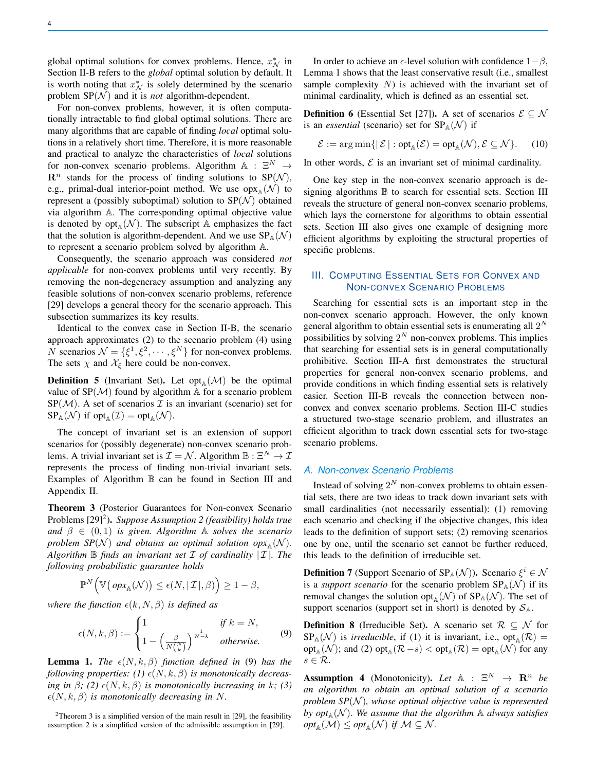global optimal solutions for convex problems. Hence, $x^*_{\mathcal{N}}$ in Section II-B refers to the *global* optimal solution by default. It is worth noting that $x^*_{\mathcal{N}}$ is solely determined by the scenario problem $\text{SP}(\mathcal{N})$ and it is *not* algorithm-dependent.

For non-convex problems, however, it is often computationally intractable to find global optimal solutions. There are many algorithms that are capable of finding *local* optimal solutions in a relatively short time. Therefore, it is more reasonable and practical to analyze the characteristics of *local* solutions for non-convex scenario problems. Algorithm $\mathbb{A} : \Xi^N \to \mathbf{R}^n$ stands for the process of finding solutions to $\text{SP}(\mathcal{N})$, e.g., primal-dual interior-point method. We use $\text{opx}_{\mathbb{A}}(\mathcal{N})$ to represent a (possibly suboptimal) solution to $\text{SP}(\mathcal{N})$ obtained via algorithm $\mathbb{A}$. The corresponding optimal objective value is denoted by $\text{opt}_{\mathbb{A}}(\mathcal{N})$. The subscript $\mathbb{A}$ emphasizes the fact that the solution is algorithm-dependent. And we use $\text{SP}_{\mathbb{A}}(\mathcal{N})$ to represent a scenario problem solved by algorithm $\mathbb{A}$.

Consequently, the scenario approach was considered *not applicable* for non-convex problems until very recently. By removing the non-degeneracy assumption and analyzing any feasible solutions of non-convex scenario problems, reference [29] develops a general theory for the scenario approach. This subsection summarizes its key results.

Identical to the convex case in Section II-B, the scenario approach approximates (2) to the scenario problem (4) using $N$ scenarios $\mathcal{N} = \{\xi^1, \xi^2, \cdots, \xi^N\}$ for non-convex problems. The sets $\chi$ and $\mathcal{X}_\xi$ here could be non-convex.

**Definition 5** (Invariant Set). Let $\text{opt}_{\mathbb{A}}(\mathcal{M})$ be the optimal value of $\text{SP}(\mathcal{M})$ found by algorithm $\mathbb{A}$ for a scenario problem $\text{SP}(\mathcal{M})$. A set of scenarios $\mathcal{I}$ is an invariant (scenario) set for $\text{SP}_{\mathbb{A}}(\mathcal{N})$ if $\text{opt}_{\mathbb{A}}(\mathcal{I}) = \text{opt}_{\mathbb{A}}(\mathcal{N})$.

The concept of invariant set is an extension of support scenarios for (possibly degenerate) non-convex scenario problems. A trivial invariant set is $\mathcal{I} = \mathcal{N}$. Algorithm $\mathbb{B} : \Xi^N \to \mathcal{I}$ represents the process of finding non-trivial invariant sets. Examples of Algorithm $\mathbb{B}$ can be found in Section III and Appendix II.

**Theorem 3** (Posterior Guarantees for Non-convex Scenario Problems [29][2]). *Suppose Assumption 2 (feasibility) holds true and $\beta \in (0, 1)$ is given. Algorithm $\mathbb{A}$ solves the scenario problem $SP(\mathcal{N})$ and obtains an optimal solution $opx_{\mathbb{A}}(\mathcal{N})$. Algorithm $\mathbb{B}$ finds an invariant set $\mathcal{I}$ of cardinality $|\,\mathcal{I}\,|$. The following probabilistic guarantee holds*

$$\mathbb{P}^N\Big(\mathbb{V}\big(\,opx_{\mathbb{A}}(\mathcal{N})\big) \le \epsilon(N, |\,\mathcal{I}\,|, \beta)\Big) \ge 1 - \beta,$$

*where the function $\epsilon(k, N, \beta)$ is defined as*

$$\epsilon(N, k, \beta) := \begin{cases} 1 & \text{if } k = N, \\ 1 - \left(\frac{\beta}{N\binom{N}{k}}\right)^{\frac{1}{N-k}} & \text{otherwise.} \end{cases} \tag{9}$$

**Lemma 1.** *The $\epsilon(N, k, \beta)$ function defined in* (9) *has the following properties: (1) $\epsilon(N, k, \beta)$ is monotonically decreasing in $\beta$; (2) $\epsilon(N, k, \beta)$ is monotonically increasing in $k$; (3) $\epsilon(N, k, \beta)$ is monotonically decreasing in $N$.*

[2] Theorem 3 is a simplified version of the main result in [29], the feasibility assumption 2 is a simplified version of the admissible assumption in [29].

In order to achieve an $\epsilon$-level solution with confidence $1-\beta$, Lemma 1 shows that the least conservative result (i.e., smallest sample complexity $N$) is achieved with the invariant set of minimal cardinality, which is defined as an essential set.

**Definition 6** (Essential Set [27]). A set of scenarios $\mathcal{E} \subseteq \mathcal{N}$ is an *essential* (scenario) set for $\text{SP}_{\mathbb{A}}(\mathcal{N})$ if

$$\mathcal{E} := \arg\min\{|\,\mathcal{E}\,| : \text{opt}_{\mathbb{A}}(\mathcal{E}) = \text{opt}_{\mathbb{A}}(\mathcal{N}), \mathcal{E} \subseteq \mathcal{N}\}. \tag{10}$$

In other words, $\mathcal{E}$ is an invariant set of minimal cardinality.

One key step in the non-convex scenario approach is designing algorithms $\mathbb{B}$ to search for essential sets. Section III reveals the structure of general non-convex scenario problems, which lays the cornerstone for algorithms to obtain essential sets. Section III also gives one example of designing more efficient algorithms by exploiting the structural properties of specific problems.

## III. Computing Essential Sets for Convex and Non-convex Scenario Problems

Searching for essential sets is an important step in the non-convex scenario approach. However, the only known general algorithm to obtain essential sets is enumerating all $2^N$ possibilities by solving $2^N$ non-convex problems. This implies that searching for essential sets is in general computationally prohibitive. Section III-A first demonstrates the structural properties for general non-convex scenario problems, and provide conditions in which finding essential sets is relatively easier. Section III-B reveals the connection between non-convex and convex scenario problems. Section III-C studies a structured two-stage scenario problem, and illustrates an efficient algorithm to track down essential sets for two-stage scenario problems.

### A. Non-convex Scenario Problems

Instead of solving $2^N$ non-convex problems to obtain essential sets, there are two ideas to track down invariant sets with small cardinalities (not necessarily essential): (1) removing each scenario and checking if the objective changes, this idea leads to the definition of support sets; (2) removing scenarios one by one, until the scenario set cannot be further reduced, this leads to the definition of irreducible set.

**Definition 7** (Support Scenario of $\text{SP}_{\mathbb{A}}(\mathcal{N})$). Scenario $\xi^i \in \mathcal{N}$ is a *support scenario* for the scenario problem $\text{SP}_{\mathbb{A}}(\mathcal{N})$ if its removal changes the solution $\text{opt}_{\mathbb{A}}(\mathcal{N})$ of $\text{SP}_{\mathbb{A}}(\mathcal{N})$. The set of support scenarios (support set in short) is denoted by $\mathcal{S}_{\mathbb{A}}$.

**Definition 8** (Irreducible Set). A scenario set $\mathcal{R} \subseteq \mathcal{N}$ for $\text{SP}_{\mathbb{A}}(\mathcal{N})$ is *irreducible*, if (1) it is invariant, i.e., $\text{opt}_{\mathbb{A}}(\mathcal{R}) = \text{opt}_{\mathbb{A}}(\mathcal{N})$; and (2) $\text{opt}_{\mathbb{A}}(\mathcal{R} - s) < \text{opt}_{\mathbb{A}}(\mathcal{R}) = \text{opt}_{\mathbb{A}}(\mathcal{N})$ for any $s \in \mathcal{R}$.

**Assumption 4** (Monotonicity). *Let $\mathbb{A} : \Xi^N \to \mathbf{R}^n$ be an algorithm to obtain an optimal solution of a scenario problem $SP(\mathcal{N})$, whose optimal objective value is represented by $opt_{\mathbb{A}}(\mathcal{N})$. We assume that the algorithm $\mathbb{A}$ always satisfies $opt_{\mathbb{A}}(\mathcal{M}) \le opt_{\mathbb{A}}(\mathcal{N})$ if $\mathcal{M} \subseteq \mathcal{N}$.*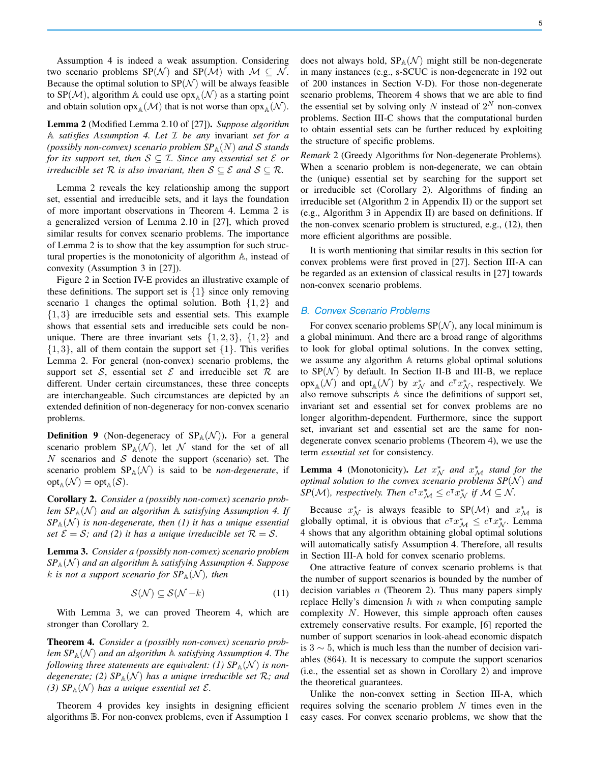Assumption 4 is indeed a weak assumption. Considering two scenario problems SP($\mathcal{N}$) and SP($\mathcal{M}$) with $\mathcal{M} \subseteq \mathcal{N}$. Because the optimal solution to SP($\mathcal{N}$) will be always feasible to SP($\mathcal{M}$), algorithm $\mathbb{A}$ could use $\text{opx}_{\mathbb{A}}(\mathcal{N})$ as a starting point and obtain solution $\text{opx}_{\mathbb{A}}(\mathcal{M})$ that is not worse than $\text{opx}_{\mathbb{A}}(\mathcal{N})$.

**Lemma 2** (Modified Lemma 2.10 of [27]). *Suppose algorithm $\mathbb{A}$ satisfies Assumption 4. Let $\mathcal{I}$ be any* invariant *set for a (possibly non-convex) scenario problem $SP_{\mathbb{A}}(N)$ and $\mathcal{S}$ stands for its support set, then $\mathcal{S} \subseteq \mathcal{I}$. Since any essential set $\mathcal{E}$ or irreducible set $\mathcal{R}$ is also invariant, then $\mathcal{S} \subseteq \mathcal{E}$ and $\mathcal{S} \subseteq \mathcal{R}$.*

Lemma 2 reveals the key relationship among the support set, essential and irreducible sets, and it lays the foundation of more important observations in Theorem 4. Lemma 2 is a generalized version of Lemma 2.10 in [27], which proved similar results for convex scenario problems. The importance of Lemma 2 is to show that the key assumption for such structural properties is the monotonicity of algorithm $\mathbb{A}$, instead of convexity (Assumption 3 in [27]).

Figure 2 in Section IV-E provides an illustrative example of these definitions. The support set is $\{1\}$ since only removing scenario 1 changes the optimal solution. Both $\{1, 2\}$ and $\{1, 3\}$ are irreducible sets and essential sets. This example shows that essential sets and irreducible sets could be non-unique. There are three invariant sets $\{1, 2, 3\}$, $\{1, 2\}$ and $\{1, 3\}$, all of them contain the support set $\{1\}$. This verifies Lemma 2. For general (non-convex) scenario problems, the support set $\mathcal{S}$, essential set $\mathcal{E}$ and irreducible set $\mathcal{R}$ are different. Under certain circumstances, these three concepts are interchangeable. Such circumstances are depicted by an extended definition of non-degeneracy for non-convex scenario problems.

**Definition 9** (Non-degeneracy of $\text{SP}_{\mathbb{A}}(\mathcal{N})$). For a general scenario problem $\text{SP}_{\mathbb{A}}(\mathcal{N})$, let $\mathcal{N}$ stand for the set of all $N$ scenarios and $\mathcal{S}$ denote the support (scenario) set. The scenario problem $\text{SP}_{\mathbb{A}}(\mathcal{N})$ is said to be *non-degenerate*, if $\text{opt}_{\mathbb{A}}(\mathcal{N}) = \text{opt}_{\mathbb{A}}(\mathcal{S})$.

**Corollary 2.** *Consider a (possibly non-convex) scenario problem $SP_{\mathbb{A}}(\mathcal{N})$ and an algorithm $\mathbb{A}$ satisfying Assumption 4. If $SP_{\mathbb{A}}(\mathcal{N})$ is non-degenerate, then (1) it has a unique essential set $\mathcal{E} = \mathcal{S}$; and (2) it has a unique irreducible set $\mathcal{R} = \mathcal{S}$.*

**Lemma 3.** *Consider a (possibly non-convex) scenario problem $SP_{\mathbb{A}}(\mathcal{N})$ and an algorithm $\mathbb{A}$ satisfying Assumption 4. Suppose $k$ is not a support scenario for $SP_{\mathbb{A}}(\mathcal{N})$, then*

$$\mathcal{S}(\mathcal{N}) \subseteq \mathcal{S}(\mathcal{N} - k) \tag{11}$$

With Lemma 3, we can proved Theorem 4, which are stronger than Corollary 2.

**Theorem 4.** *Consider a (possibly non-convex) scenario problem $SP_{\mathbb{A}}(\mathcal{N})$ and an algorithm $\mathbb{A}$ satisfying Assumption 4. The following three statements are equivalent: (1) $SP_{\mathbb{A}}(\mathcal{N})$ is non-degenerate; (2) $SP_{\mathbb{A}}(\mathcal{N})$ has a unique irreducible set $\mathcal{R}$; and (3) $SP_{\mathbb{A}}(\mathcal{N})$ has a unique essential set $\mathcal{E}$.*

Theorem 4 provides key insights in designing efficient algorithms $\mathbb{B}$. For non-convex problems, even if Assumption 1 does not always hold, $\text{SP}_{\mathbb{A}}(\mathcal{N})$ might still be non-degenerate in many instances (e.g., s-SCUC is non-degenerate in 192 out of 200 instances in Section V-D). For those non-degenerate scenario problems, Theorem 4 shows that we are able to find the essential set by solving only $N$ instead of $2^N$ non-convex problems. Section III-C shows that the computational burden to obtain essential sets can be further reduced by exploiting the structure of specific problems.

*Remark* 2 (Greedy Algorithms for Non-degenerate Problems). When a scenario problem is non-degenerate, we can obtain the (unique) essential set by searching for the support set or irreducible set (Corollary 2). Algorithms of finding an irreducible set (Algorithm 2 in Appendix II) or the support set (e.g., Algorithm 3 in Appendix II) are based on definitions. If the non-convex scenario problem is structured, e.g., (12), then more efficient algorithms are possible.

It is worth mentioning that similar results in this section for convex problems were first proved in [27]. Section III-A can be regarded as an extension of classical results in [27] towards non-convex scenario problems.

### B. Convex Scenario Problems

For convex scenario problems SP($\mathcal{N}$), any local minimum is a global minimum. And there are a broad range of algorithms to look for global optimal solutions. In the convex setting, we assume any algorithm $\mathbb{A}$ returns global optimal solutions to SP($\mathcal{N}$) by default. In Section II-B and III-B, we replace $\text{opx}_{\mathbb{A}}(\mathcal{N})$ and $\text{opt}_{\mathbb{A}}(\mathcal{N})$ by $x^*_{\mathcal{N}}$ and $c^\intercal x^*_{\mathcal{N}}$, respectively. We also remove subscripts $\mathbb{A}$ since the definitions of support set, invariant set and essential set for convex problems are no longer algorithm-dependent. Furthermore, since the support set, invariant set and essential set are the same for non-degenerate convex scenario problems (Theorem 4), we use the term *essential set* for consistency.

**Lemma 4** (Monotonicity). *Let $x^*_{\mathcal{N}}$ and $x^*_{\mathcal{M}}$ stand for the optimal solution to the convex scenario problems SP($\mathcal{N}$) and SP($\mathcal{M}$), respectively. Then $c^\intercal x^*_{\mathcal{M}} \leq c^\intercal x^*_{\mathcal{N}}$ if $\mathcal{M} \subseteq \mathcal{N}$.*

Because $x^*_{\mathcal{N}}$ is always feasible to SP($\mathcal{M}$) and $x^*_{\mathcal{M}}$ is globally optimal, it is obvious that $c^\intercal x^*_{\mathcal{M}} \leq c^\intercal x^*_{\mathcal{N}}$. Lemma 4 shows that any algorithm obtaining global optimal solutions will automatically satisfy Assumption 4. Therefore, all results in Section III-A hold for convex scenario problems.

One attractive feature of convex scenario problems is that the number of support scenarios is bounded by the number of decision variables $n$ (Theorem 2). Thus many papers simply replace Helly's dimension $h$ with $n$ when computing sample complexity $N$. However, this simple approach often causes extremely conservative results. For example, [6] reported the number of support scenarios in look-ahead economic dispatch is $3 \sim 5$, which is much less than the number of decision variables (864). It is necessary to compute the support scenarios (i.e., the essential set as shown in Corollary 2) and improve the theoretical guarantees.

Unlike the non-convex setting in Section III-A, which requires solving the scenario problem $N$ times even in the easy cases. For convex scenario problems, we show that the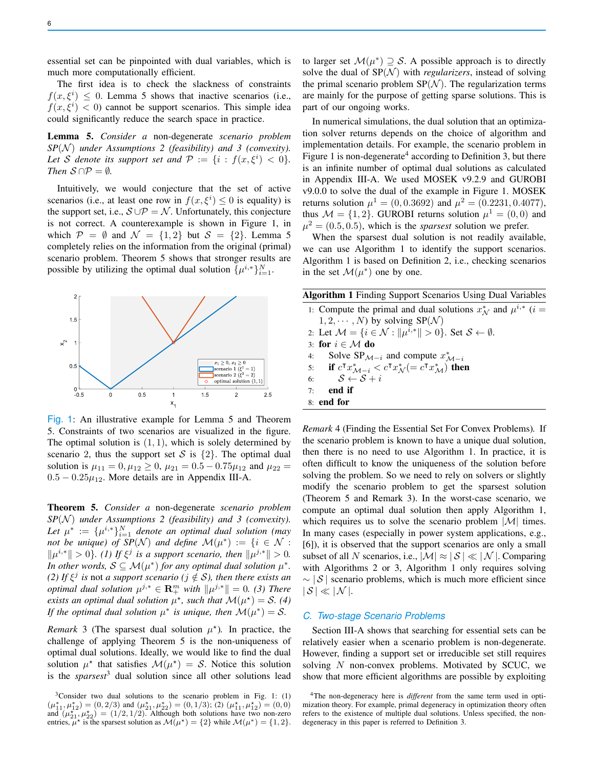essential set can be pinpointed with dual variables, which is much more computationally efficient.

The first idea is to check the slackness of constraints $f(x, \xi^i) \leq 0$. Lemma 5 shows that inactive scenarios (i.e., $f(x, \xi^i) < 0$) cannot be support scenarios. This simple idea could significantly reduce the search space in practice.

**Lemma 5.** *Consider a* non-degenerate *scenario problem SP($\mathcal{N}$) under Assumptions 2 (feasibility) and 3 (convexity). Let $\mathcal{S}$ denote its support set and $\mathcal{P} := \{i : f(x, \xi^i) < 0\}$. Then $\mathcal{S} \cap \mathcal{P} = \emptyset$.*

Intuitively, we would conjecture that the set of active scenarios (i.e., at least one row in $f(x, \xi^i) \leq 0$ is equality) is the support set, i.e., $\mathcal{S} \cup \mathcal{P} = \mathcal{N}$. Unfortunately, this conjecture is not correct. A counterexample is shown in Figure 1, in which $\mathcal{P} = \emptyset$ and $\mathcal{N} = \{1, 2\}$ but $\mathcal{S} = \{2\}$. Lemma 5 completely relies on the information from the original (primal) scenario problem. Theorem 5 shows that stronger results are possible by utilizing the optimal dual solution $\{\mu^{i,*}\}_{i=1}^N$.

Fig. 1: An illustrative example for Lemma 5 and Theorem 5. Constraints of two scenarios are visualized in the figure. The optimal solution is $(1, 1)$, which is solely determined by scenario 2, thus the support set $\mathcal{S}$ is $\{2\}$. The optimal dual solution is $\mu_{11} = 0, \mu_{12} \geq 0$, $\mu_{21} = 0.5 - 0.75\mu_{12}$ and $\mu_{22} = 0.5 - 0.25\mu_{12}$. More details are in Appendix III-A.

**Theorem 5.** *Consider a* non-degenerate *scenario problem SP($\mathcal{N}$) under Assumptions 2 (feasibility) and 3 (convexity). Let $\mu^* := \{\mu^{i,*}\}_{i=1}^N$ denote an optimal dual solution (may not be unique) of SP($\mathcal{N}$) and define $\mathcal{M}(\mu^*) := \{i \in \mathcal{N} : \|\mu^{i,*}\| > 0\}$. (1) If $\xi^j$ is a support scenario, then $\|\mu^{j,*}\| > 0$. In other words, $\mathcal{S} \subseteq \mathcal{M}(\mu^*)$ for any optimal dual solution $\mu^*$. (2) If $\xi^j$ is not a support scenario ($j \notin \mathcal{S}$), then there exists an optimal dual solution $\mu^{j,*} \in \mathbf{R}_+^m$ with $\|\mu^{j,*}\| = 0$. (3) There exists an optimal dual solution $\mu^\star$, such that $\mathcal{M}(\mu^\star) = \mathcal{S}$. (4) If the optimal dual solution $\mu^*$ is unique, then $\mathcal{M}(\mu^*) = \mathcal{S}$.*

*Remark* 3 (The sparsest dual solution $\mu^\star$)*.* In practice, the challenge of applying Theorem 5 is the non-uniqueness of optimal dual solutions. Ideally, we would like to find the dual solution $\mu^\star$ that satisfies $\mathcal{M}(\mu^\star) = \mathcal{S}$. Notice this solution is the *sparsest*[3] dual solution since all other solutions lead to larger set $\mathcal{M}(\mu^*) \supseteq \mathcal{S}$. A possible approach is to directly solve the dual of SP($\mathcal{N}$) with *regularizers*, instead of solving the primal scenario problem SP($\mathcal{N}$). The regularization terms are mainly for the purpose of getting sparse solutions. This is part of our ongoing works.

In numerical simulations, the dual solution that an optimization solver returns depends on the choice of algorithm and implementation details. For example, the scenario problem in Figure 1 is non-degenerate[4] according to Definition 3, but there is an infinite number of optimal dual solutions as calculated in Appendix III-A. We used MOSEK v9.2.9 and GUROBI v9.0.0 to solve the dual of the example in Figure 1. MOSEK returns solution $\mu^1 = (0, 0.3692)$ and $\mu^2 = (0.2231, 0.4077)$, thus $\mathcal{M} = \{1, 2\}$. GUROBI returns solution $\mu^1 = (0, 0)$ and $\mu^2 = (0.5, 0.5)$, which is the *sparsest* solution we prefer.

When the sparsest dual solution is not readily available, we can use Algorithm 1 to identify the support scenarios. Algorithm 1 is based on Definition 2, i.e., checking scenarios in the set $\mathcal{M}(\mu^*)$ one by one.

**Algorithm 1** Finding Support Scenarios Using Dual Variables

```
1: Compute the primal and dual solutions x*_N and μ^{i,*} (i = 1, 2, ..., N) by solving SP(N)
2: Let M = {i ∈ N : ||μ^{i,*}|| > 0}. Set S ← ∅.
3: for i ∈ M do
4:     Solve SP_{M−i} and compute x*_{M−i}
5:     if cᵀx*_{M−i} < cᵀx*_N (= cᵀx*_M) then
6:         S ← S + i
7:     end if
8: end for
```

*Remark* 4 (Finding the Essential Set For Convex Problems)*.* If the scenario problem is known to have a unique dual solution, then there is no need to use Algorithm 1. In practice, it is often difficult to know the uniqueness of the solution before solving the problem. So we need to rely on solvers or slightly modify the scenario problem to get the sparsest solution (Theorem 5 and Remark 3). In the worst-case scenario, we compute an optimal dual solution then apply Algorithm 1, which requires us to solve the scenario problem $|\mathcal{M}|$ times. In many cases (especially in power system applications, e.g., [6]), it is observed that the support scenarios are only a small subset of all $N$ scenarios, i.e., $|\mathcal{M}| \approx |\mathcal{S}| \ll |\mathcal{N}|$. Comparing with Algorithms 2 or 3, Algorithm 1 only requires solving $\sim |\mathcal{S}|$ scenario problems, which is much more efficient since $|\mathcal{S}| \ll |\mathcal{N}|$.

### C. Two-stage Scenario Problems

Section III-A shows that searching for essential sets can be relatively easier when a scenario problem is non-degenerate. However, finding a support set or irreducible set still requires solving $N$ non-convex problems. Motivated by SCUC, we show that more efficient algorithms are possible by exploiting

[3] Consider two dual solutions to the scenario problem in Fig. 1: (1) $(\mu_{11}^*, \mu_{12}^*) = (0, 2/3)$ and $(\mu_{21}^*, \mu_{22}^*) = (0, 1/3)$; (2) $(\mu_{11}^*, \mu_{12}^*) = (0, 0)$ and $(\mu_{21}^*, \mu_{22}^*) = (1/2, 1/2)$. Although both solutions have two non-zero entries, $\mu^\star$ is the sparsest solution as $\mathcal{M}(\mu^\star) = \{2\}$ while $\mathcal{M}(\mu^*) = \{1, 2\}$.

[4] The non-degeneracy here is *different* from the same term used in optimization theory. For example, primal degeneracy in optimization theory often refers to the existence of multiple dual solutions. Unless specified, the non-degeneracy in this paper is referred to Definition 3.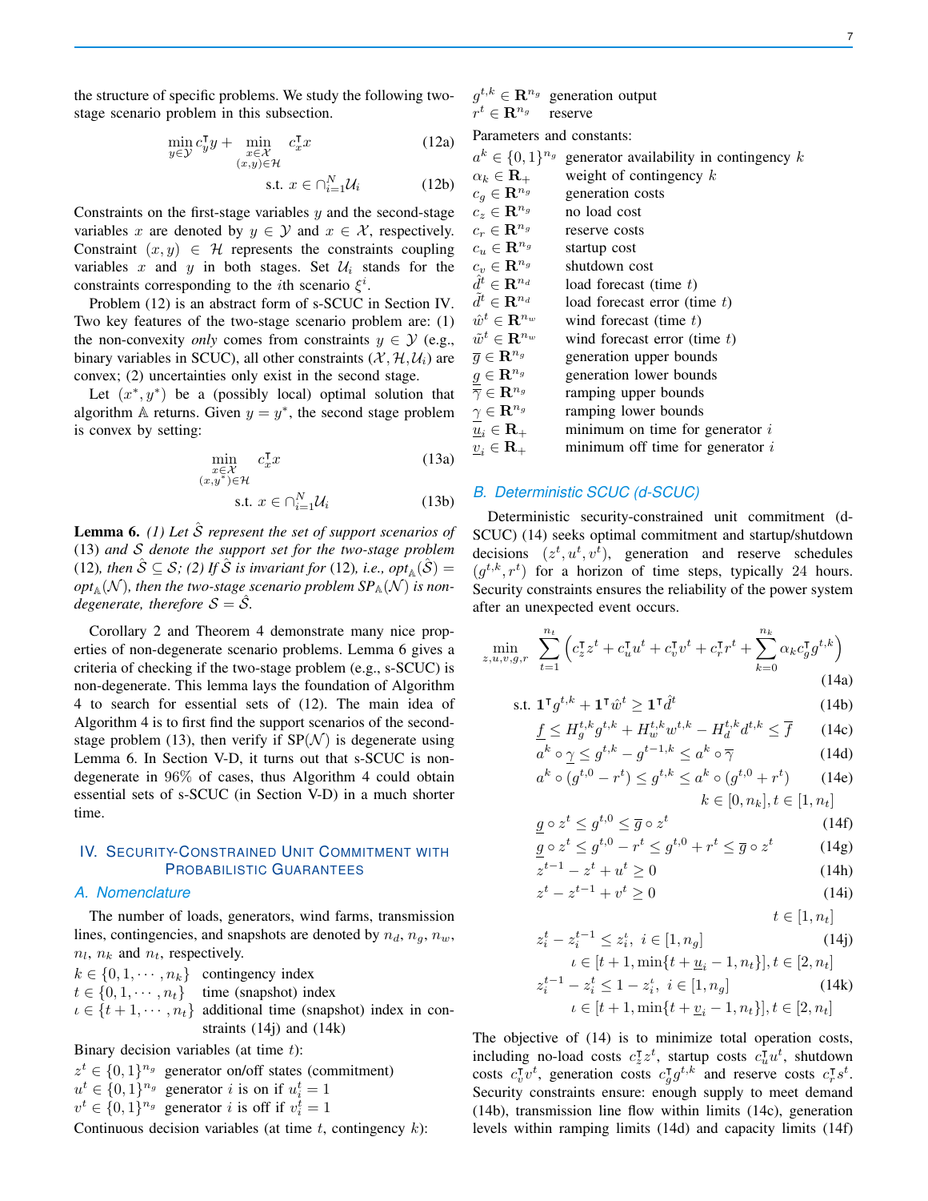the structure of specific problems. We study the following two-stage scenario problem in this subsection.

$$\min_{y \in \mathcal{Y}} c_y^\intercal y + \min_{\substack{x \in \mathcal{X} \\ (x,y) \in \mathcal{H}}} c_x^\intercal x \tag{12a}$$

$$\text{s.t. } x \in \cap_{i=1}^N \mathcal{U}_i \tag{12b}$$

Constraints on the first-stage variables $y$ and the second-stage variables $x$ are denoted by $y \in \mathcal{Y}$ and $x \in \mathcal{X}$, respectively. Constraint $(x, y) \in \mathcal{H}$ represents the constraints coupling variables $x$ and $y$ in both stages. Set $\mathcal{U}_i$ stands for the constraints corresponding to the $i$th scenario $\xi^i$.

Problem (12) is an abstract form of s-SCUC in Section IV. Two key features of the two-stage scenario problem are: (1) the non-convexity *only* comes from constraints $y \in \mathcal{Y}$ (e.g., binary variables in SCUC), all other constraints $(\mathcal{X}, \mathcal{H}, \mathcal{U}_i)$ are convex; (2) uncertainties only exist in the second stage.

Let $(x^*, y^*)$ be a (possibly local) optimal solution that algorithm $\mathbb{A}$ returns. Given $y = y^*$, the second stage problem is convex by setting:

$$\min_{\substack{x \in \mathcal{X} \\ (x,y^*) \in \mathcal{H}}} c_x^\intercal x \tag{13a}$$

$$\text{s.t. } x \in \cap_{i=1}^N \mathcal{U}_i \tag{13b}$$

**Lemma 6.** *(1) Let $\hat{\mathcal{S}}$ represent the set of support scenarios of (13) and $\mathcal{S}$ denote the support set for the two-stage problem (12), then $\hat{\mathcal{S}} \subseteq \mathcal{S}$; (2) If $\hat{\mathcal{S}}$ is invariant for (12), i.e., $opt_{\mathbb{A}}(\hat{\mathcal{S}}) = opt_{\mathbb{A}}(\mathcal{N})$, then the two-stage scenario problem $SP_{\mathbb{A}}(\mathcal{N})$ is non-degenerate, therefore $\mathcal{S} = \hat{\mathcal{S}}$.*

Corollary 2 and Theorem 4 demonstrate many nice properties of non-degenerate scenario problems. Lemma 6 gives a criteria of checking if the two-stage problem (e.g., s-SCUC) is non-degenerate. This lemma lays the foundation of Algorithm 4 to search for essential sets of (12). The main idea of Algorithm 4 is to first find the support scenarios of the second-stage problem (13), then verify if SP($\mathcal{N}$) is degenerate using Lemma 6. In Section V-D, it turns out that s-SCUC is non-degenerate in 96% of cases, thus Algorithm 4 could obtain essential sets of s-SCUC (in Section V-D) in a much shorter time.

## IV. Security-Constrained Unit Commitment with Probabilistic Guarantees

### A. Nomenclature

The number of loads, generators, wind farms, transmission lines, contingencies, and snapshots are denoted by $n_d$, $n_g$, $n_w$, $n_l$, $n_k$ and $n_t$, respectively.

- $k \in \{0, 1, \cdots, n_k\}$ contingency index
- $t \in \{0, 1, \cdots, n_t\}$ time (snapshot) index
- $\iota \in \{t+1, \cdots, n_t\}$ additional time (snapshot) index in constraints (14j) and (14k)

Binary decision variables (at time $t$):

- $z^t \in \{0, 1\}^{n_g}$ generator on/off states (commitment)
- $u^t \in \{0, 1\}^{n_g}$ generator $i$ is on if $u_i^t = 1$
- $v^t \in \{0, 1\}^{n_g}$ generator $i$ is off if $v_i^t = 1$

Continuous decision variables (at time $t$, contingency $k$):

- $g^{t,k} \in \mathbf{R}^{n_g}$ generation output
- $r^t \in \mathbf{R}^{n_g}$ reserve

Parameters and constants:

- $a^k \in \{0, 1\}^{n_g}$ generator availability in contingency $k$
- $\alpha_k \in \mathbf{R}_+$ weight of contingency $k$
- $c_g \in \mathbf{R}^{n_g}$ generation costs
- $c_z \in \mathbf{R}^{n_g}$ no load cost
- $c_r \in \mathbf{R}^{n_g}$ reserve costs
- $c_u \in \mathbf{R}^{n_g}$ startup cost
- $c_v \in \mathbf{R}^{n_g}$ shutdown cost
- $\hat{d}^t \in \mathbf{R}^{n_d}$ load forecast (time $t$)
- $\tilde{d}^t \in \mathbf{R}^{n_d}$ load forecast error (time $t$)
- $\hat{w}^t \in \mathbf{R}^{n_w}$ wind forecast (time $t$)
- $\tilde{w}^t \in \mathbf{R}^{n_w}$ wind forecast error (time $t$)
- $\overline{g} \in \mathbf{R}^{n_g}$ generation upper bounds
- $\underline{g} \in \mathbf{R}^{n_g}$ generation lower bounds
- $\overline{\gamma} \in \mathbf{R}^{n_g}$ ramping upper bounds
- $\underline{\gamma} \in \mathbf{R}^{n_g}$ ramping lower bounds
- $\underline{u}_i \in \mathbf{R}_+$ minimum on time for generator $i$
- $\underline{v}_i \in \mathbf{R}_+$ minimum off time for generator $i$

### B. Deterministic SCUC (d-SCUC)

Deterministic security-constrained unit commitment (d-SCUC) (14) seeks optimal commitment and startup/shutdown decisions $(z^t, u^t, v^t)$, generation and reserve schedules $(g^{t,k}, r^t)$ for a horizon of time steps, typically 24 hours. Security constraints ensures the reliability of the power system after an unexpected event occurs.

$$\min_{z,u,v,g,r} \sum_{t=1}^{n_t} \Big( c_z^\intercal z^t + c_u^\intercal u^t + c_v^\intercal v^t + c_r^\intercal r^t + \sum_{k=0}^{n_k} \alpha_k c_g^\intercal g^{t,k} \Big) \tag{14a}$$

$$\text{s.t. } \mathbf{1}^\intercal g^{t,k} + \mathbf{1}^\intercal \hat{w}^t \geq \mathbf{1}^\intercal \hat{d}^t \tag{14b}$$

$$\underline{f} \leq H_g^{t,k} g^{t,k} + H_w^{t,k} w^{t,k} - H_d^{t,k} d^{t,k} \leq \overline{f} \tag{14c}$$

$$a^k \circ \underline{\gamma} \leq g^{t,k} - g^{t-1,k} \leq a^k \circ \overline{\gamma} \tag{14d}$$

$$a^k \circ (g^{t,0} - r^t) \leq g^{t,k} \leq a^k \circ (g^{t,0} + r^t) \tag{14e}$$

$$k \in [0, n_k], t \in [1, n_t]$$

$$\underline{g} \circ z^t \leq g^{t,0} \leq \overline{g} \circ z^t \tag{14f}$$

$$\underline{g} \circ z^t \leq g^{t,0} - r^t \leq g^{t,0} + r^t \leq \overline{g} \circ z^t \tag{14g}$$

$$z^{t-1} - z^t + u^t \geq 0 \tag{14h}$$

$$z^t - z^{t-1} + v^t \geq 0 \tag{14i}$$

$$t \in [1, n_t]$$

$$z_i^t - z_i^{t-1} \leq z_i^\iota, \ i \in [1, n_g] \tag{14j}$$

$$\iota \in [t+1, \min\{t + \underline{u}_i - 1, n_t\}], t \in [2, n_t]$$

$$z_i^{t-1} - z_i^t \leq 1 - z_i^\iota, \ i \in [1, n_g] \tag{14k}$$

$$\iota \in [t+1, \min\{t + \underline{v}_i - 1, n_t\}], t \in [2, n_t]$$

The objective of (14) is to minimize total operation costs, including no-load costs $c_z^\intercal z^t$, startup costs $c_u^\intercal u^t$, shutdown costs $c_v^\intercal v^t$, generation costs $c_g^\intercal g^{t,k}$ and reserve costs $c_r^\intercal s^t$. Security constraints ensure: enough supply to meet demand (14b), transmission line flow within limits (14c), generation levels within ramping limits (14d) and capacity limits (14f)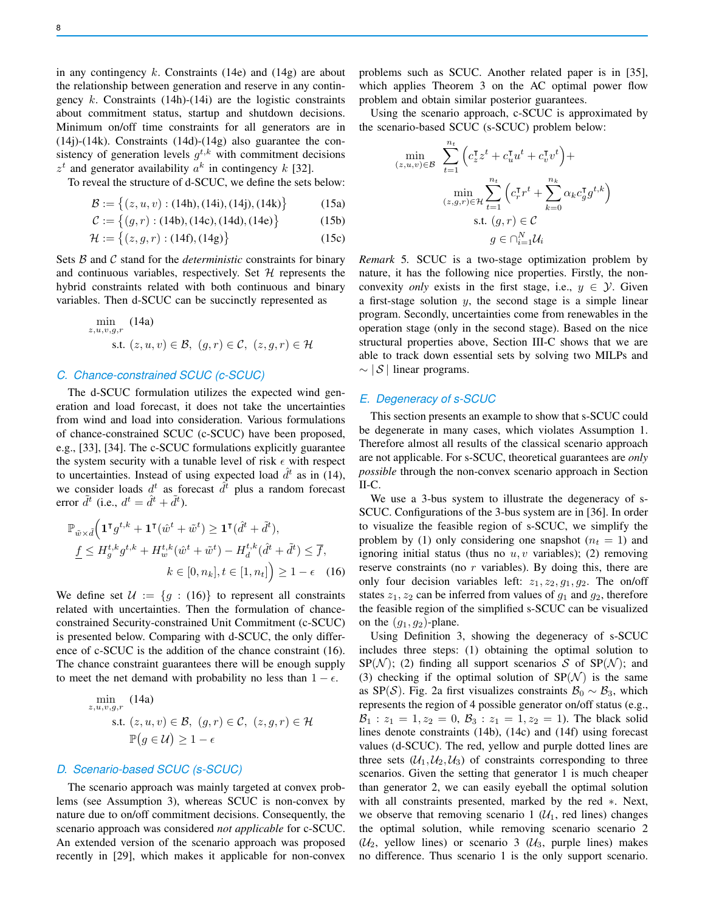in any contingency $k$. Constraints (14e) and (14g) are about the relationship between generation and reserve in any contingency $k$. Constraints (14h)-(14i) are the logistic constraints about commitment status, startup and shutdown decisions. Minimum on/off time constraints for all generators are in (14j)-(14k). Constraints (14d)-(14g) also guarantee the consistency of generation levels $g^{t,k}$ with commitment decisions $z^t$ and generator availability $a^k$ in contingency $k$ [32].

To reveal the structure of d-SCUC, we define the sets below:

$$
\mathcal{B} := \big\{(z,u,v) : (14\text{h}), (14\text{i}), (14\text{j}), (14\text{k})\big\} \tag{15a}
$$

$$
\mathcal{C} := \big\{(g,r) : (14\text{b}), (14\text{c}), (14\text{d}), (14\text{e})\big\} \tag{15b}
$$

$$
\mathcal{H} := \big\{(z,g,r) : (14\text{f}), (14\text{g})\big\} \tag{15c}
$$

Sets $\mathcal{B}$ and $\mathcal{C}$ stand for the *deterministic* constraints for binary and continuous variables, respectively. Set $\mathcal{H}$ represents the hybrid constraints related with both continuous and binary variables. Then d-SCUC can be succinctly represented as

$$
\begin{aligned}
\min_{z,u,v,g,r} \quad & (14\text{a}) \\
\text{s.t.} \quad & (z,u,v) \in \mathcal{B},\ (g,r) \in \mathcal{C},\ (z,g,r) \in \mathcal{H}
\end{aligned}
$$

## C. Chance-constrained SCUC (c-SCUC)

The d-SCUC formulation utilizes the expected wind generation and load forecast, it does not take the uncertainties from wind and load into consideration. Various formulations of chance-constrained SCUC (c-SCUC) have been proposed, e.g., [33], [34]. The c-SCUC formulations explicitly guarantee the system security with a tunable level of risk $\epsilon$ with respect to uncertainties. Instead of using expected load $\hat{d}^t$ as in (14), we consider loads $d^t$ as forecast $\hat{d}^t$ plus a random forecast error $\tilde{d}^t$ (i.e., $d^t = \hat{d}^t + \tilde{d}^t$).

$$
\begin{aligned}
\mathbb{P}_{\tilde{w}\times\tilde{d}}\Big( & \mathbf{1}^\intercal g^{t,k} + \mathbf{1}^\intercal(\hat{w}^t + \tilde{w}^t) \geq \mathbf{1}^\intercal(\hat{d}^t + \tilde{d}^t), \\
& \underline{f} \leq H_g^{t,k} g^{t,k} + H_w^{t,k}(\hat{w}^t + \tilde{w}^t) - H_d^{t,k}(\hat{d}^t + \tilde{d}^t) \leq \overline{f}, \\
& k \in [0, n_k], t \in [1, n_t]\Big) \geq 1 - \epsilon
\end{aligned} \tag{16}
$$

We define set $\mathcal{U} := \{g : (16)\}$ to represent all constraints related with uncertainties. Then the formulation of chance-constrained Security-constrained Unit Commitment (c-SCUC) is presented below. Comparing with d-SCUC, the only difference of c-SCUC is the addition of the chance constraint (16). The chance constraint guarantees there will be enough supply to meet the net demand with probability no less than $1 - \epsilon$.

$$
\begin{aligned}
\min_{z,u,v,g,r} \quad & (14\text{a}) \\
\text{s.t.} \quad & (z,u,v) \in \mathcal{B},\ (g,r) \in \mathcal{C},\ (z,g,r) \in \mathcal{H} \\
& \mathbb{P}\big(g \in \mathcal{U}\big) \geq 1 - \epsilon
\end{aligned}
$$

## D. Scenario-based SCUC (s-SCUC)

The scenario approach was mainly targeted at convex problems (see Assumption 3), whereas SCUC is non-convex by nature due to on/off commitment decisions. Consequently, the scenario approach was considered *not applicable* for c-SCUC. An extended version of the scenario approach was proposed recently in [29], which makes it applicable for non-convex problems such as SCUC. Another related paper is in [35], which applies Theorem 3 on the AC optimal power flow problem and obtain similar posterior guarantees.

Using the scenario approach, c-SCUC is approximated by the scenario-based SCUC (s-SCUC) problem below:

$$
\begin{aligned}
\min_{(z,u,v)\in\mathcal{B}} \quad & \sum_{t=1}^{n_t} \Big(c_z^\intercal z^t + c_u^\intercal u^t + c_v^\intercal v^t\Big) + \\
& \min_{(z,g,r)\in\mathcal{H}} \sum_{t=1}^{n_t} \Big(c_r^\intercal r^t + \sum_{k=0}^{n_k} \alpha_k c_g^\intercal g^{t,k}\Big) \\
& \quad \text{s.t. } (g,r) \in \mathcal{C} \\
& \quad\quad\ \ g \in \cap_{i=1}^N \mathcal{U}_i
\end{aligned}
$$

*Remark 5.* SCUC is a two-stage optimization problem by nature, it has the following nice properties. Firstly, the non-convexity *only* exists in the first stage, i.e., $y \in \mathcal{Y}$. Given a first-stage solution $y$, the second stage is a simple linear program. Secondly, uncertainties come from renewables in the operation stage (only in the second stage). Based on the nice structural properties above, Section III-C shows that we are able to track down essential sets by solving two MILPs and $\sim |\mathcal{S}|$ linear programs.

## E. Degeneracy of s-SCUC

This section presents an example to show that s-SCUC could be degenerate in many cases, which violates Assumption 1. Therefore almost all results of the classical scenario approach are not applicable. For s-SCUC, theoretical guarantees are *only possible* through the non-convex scenario approach in Section II-C.

We use a 3-bus system to illustrate the degeneracy of s-SCUC. Configurations of the 3-bus system are in [36]. In order to visualize the feasible region of s-SCUC, we simplify the problem by (1) only considering one snapshot ($n_t = 1$) and ignoring initial status (thus no $u, v$ variables); (2) removing reserve constraints (no $r$ variables). By doing this, there are only four decision variables left: $z_1, z_2, g_1, g_2$. The on/off states $z_1, z_2$ can be inferred from values of $g_1$ and $g_2$, therefore the feasible region of the simplified s-SCUC can be visualized on the $(g_1, g_2)$-plane.

Using Definition 3, showing the degeneracy of s-SCUC includes three steps: (1) obtaining the optimal solution to SP($\mathcal{N}$); (2) finding all support scenarios $\mathcal{S}$ of SP($\mathcal{N}$); and (3) checking if the optimal solution of SP($\mathcal{N}$) is the same as SP($\mathcal{S}$). Fig. 2a first visualizes constraints $\mathcal{B}_0 \sim \mathcal{B}_3$, which represents the region of 4 possible generator on/off status (e.g., $\mathcal{B}_1 : z_1 = 1, z_2 = 0$, $\mathcal{B}_3 : z_1 = 1, z_2 = 1$). The black solid lines denote constraints (14b), (14c) and (14f) using forecast values (d-SCUC). The red, yellow and purple dotted lines are three sets ($\mathcal{U}_1, \mathcal{U}_2, \mathcal{U}_3$) of constraints corresponding to three scenarios. Given the setting that generator 1 is much cheaper than generator 2, we can easily eyeball the optimal solution with all constraints presented, marked by the red $*$. Next, we observe that removing scenario 1 ($\mathcal{U}_1$, red lines) changes the optimal solution, while removing scenario scenario 2 ($\mathcal{U}_2$, yellow lines) or scenario 3 ($\mathcal{U}_3$, purple lines) makes no difference. Thus scenario 1 is the only support scenario.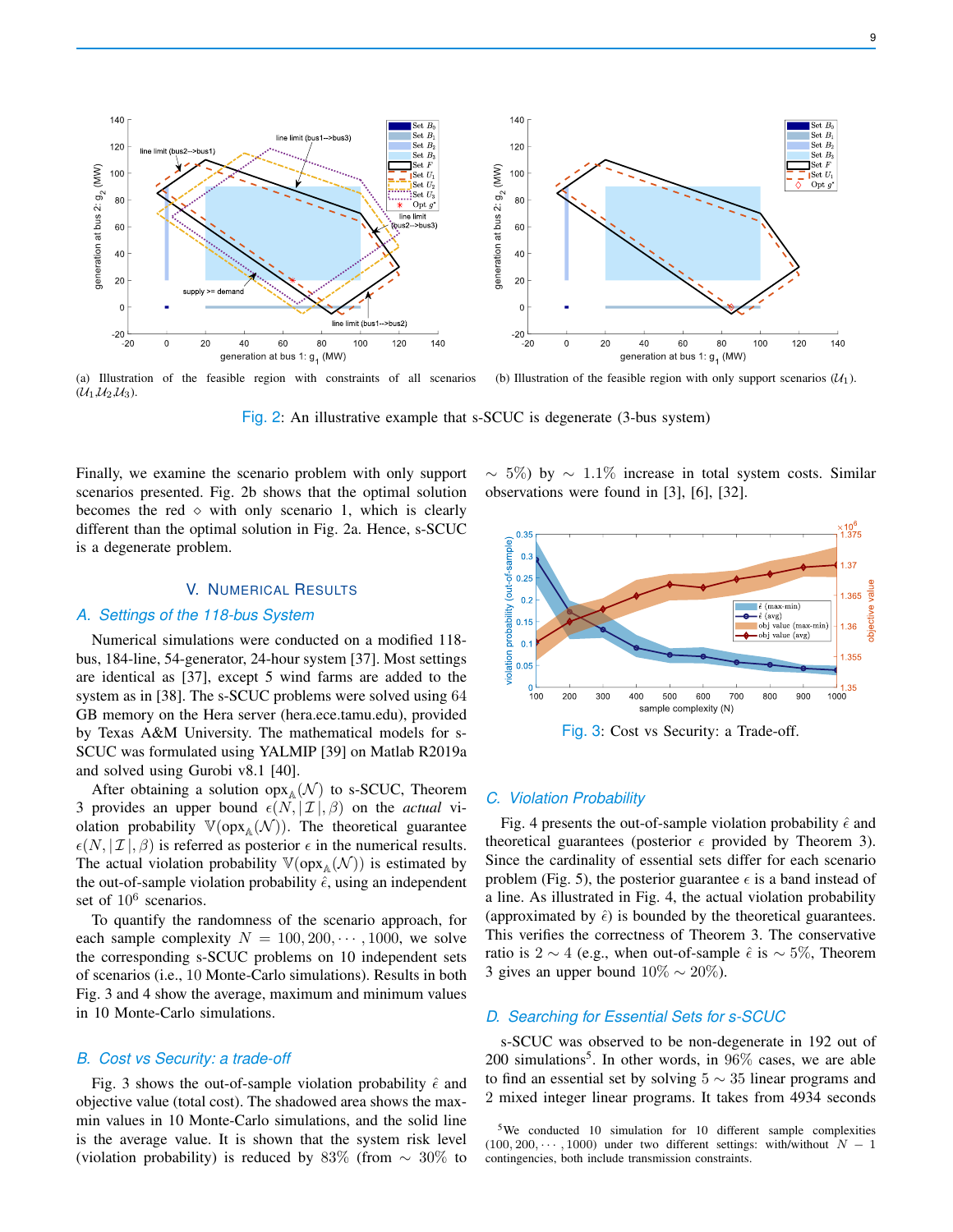(a) Illustration of the feasible region with constraints of all scenarios ($\mathcal{U}_1\mathcal{U}_2\mathcal{U}_3$).

(b) Illustration of the feasible region with only support scenarios ($\mathcal{U}_1$).

Fig. 2: An illustrative example that s-SCUC is degenerate (3-bus system)

Finally, we examine the scenario problem with only support scenarios presented. Fig. 2b shows that the optimal solution becomes the red $\diamond$ with only scenario 1, which is clearly different than the optimal solution in Fig. 2a. Hence, s-SCUC is a degenerate problem.

## V. Numerical Results

### A. Settings of the 118-bus System

Numerical simulations were conducted on a modified 118-bus, 184-line, 54-generator, 24-hour system [37]. Most settings are identical as [37], except 5 wind farms are added to the system as in [38]. The s-SCUC problems were solved using 64 GB memory on the Hera server (hera.ece.tamu.edu), provided by Texas A&M University. The mathematical models for s-SCUC was formulated using YALMIP [39] on Matlab R2019a and solved using Gurobi v8.1 [40].

After obtaining a solution $\text{opx}_{\mathbb{A}}(\mathcal{N})$ to s-SCUC, Theorem 3 provides an upper bound $\epsilon(N,|\mathcal{I}|,\beta)$ on the *actual* violation probability $\mathbb{V}(\text{opx}_{\mathbb{A}}(\mathcal{N}))$. The theoretical guarantee $\epsilon(N,|\mathcal{I}|,\beta)$ is referred as posterior $\epsilon$ in the numerical results. The actual violation probability $\mathbb{V}(\text{opx}_{\mathbb{A}}(\mathcal{N}))$ is estimated by the out-of-sample violation probability $\hat{\epsilon}$, using an independent set of $10^6$ scenarios.

To quantify the randomness of the scenario approach, for each sample complexity $N = 100, 200, \cdots, 1000$, we solve the corresponding s-SCUC problems on 10 independent sets of scenarios (i.e., 10 Monte-Carlo simulations). Results in both Fig. 3 and 4 show the average, maximum and minimum values in 10 Monte-Carlo simulations.

### B. Cost vs Security: a trade-off

Fig. 3 shows the out-of-sample violation probability $\hat{\epsilon}$ and objective value (total cost). The shadowed area shows the max-min values in 10 Monte-Carlo simulations, and the solid line is the average value. It is shown that the system risk level (violation probability) is reduced by 83% (from $\sim 30\%$ to $\sim 5\%$) by $\sim 1.1\%$ increase in total system costs. Similar observations were found in [3], [6], [32].

Fig. 3: Cost vs Security: a Trade-off.

### C. Violation Probability

Fig. 4 presents the out-of-sample violation probability $\hat{\epsilon}$ and theoretical guarantees (posterior $\epsilon$ provided by Theorem 3). Since the cardinality of essential sets differ for each scenario problem (Fig. 5), the posterior guarantee $\epsilon$ is a band instead of a line. As illustrated in Fig. 4, the actual violation probability (approximated by $\hat{\epsilon}$) is bounded by the theoretical guarantees. This verifies the correctness of Theorem 3. The conservative ratio is $2 \sim 4$ (e.g., when out-of-sample $\hat{\epsilon}$ is $\sim 5\%$, Theorem 3 gives an upper bound $10\% \sim 20\%$).

### D. Searching for Essential Sets for s-SCUC

s-SCUC was observed to be non-degenerate in 192 out of 200 simulations[5]. In other words, in 96% cases, we are able to find an essential set by solving $5 \sim 35$ linear programs and 2 mixed integer linear programs. It takes from 4934 seconds

[5] We conducted 10 simulation for 10 different sample complexities $(100, 200, \cdots, 1000)$ under two different settings: with/without $N-1$ contingencies, both include transmission constraints.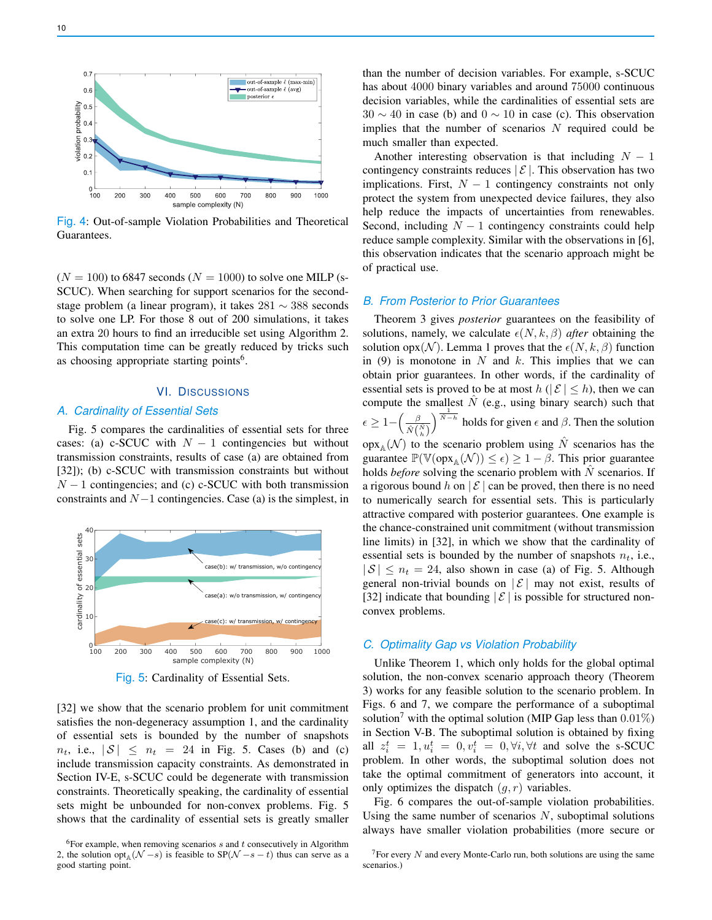Fig. 4: Out-of-sample Violation Probabilities and Theoretical Guarantees.

($N = 100$) to 6847 seconds ($N = 1000$) to solve one MILP (s-SCUC). When searching for support scenarios for the second-stage problem (a linear program), it takes $281 \sim 388$ seconds to solve one LP. For those 8 out of 200 simulations, it takes an extra 20 hours to find an irreducible set using Algorithm 2. This computation time can be greatly reduced by tricks such as choosing appropriate starting points[6].

## VI. Discussions

### A. Cardinality of Essential Sets

Fig. 5 compares the cardinalities of essential sets for three cases: (a) c-SCUC with $N-1$ contingencies but without transmission constraints, results of case (a) are obtained from [32]); (b) c-SCUC with transmission constraints but without $N-1$ contingencies; and (c) c-SCUC with both transmission constraints and $N-1$ contingencies. Case (a) is the simplest, in

Fig. 5: Cardinality of Essential Sets.

[32] we show that the scenario problem for unit commitment satisfies the non-degeneracy assumption 1, and the cardinality of essential sets is bounded by the number of snapshots $n_t$, i.e., $|\mathcal{S}| \leq n_t = 24$ in Fig. 5. Cases (b) and (c) include transmission capacity constraints. As demonstrated in Section IV-E, s-SCUC could be degenerate with transmission constraints. Theoretically speaking, the cardinality of essential sets might be unbounded for non-convex problems. Fig. 5 shows that the cardinality of essential sets is greatly smaller than the number of decision variables. For example, s-SCUC has about 4000 binary variables and around 75000 continuous decision variables, while the cardinalities of essential sets are $30 \sim 40$ in case (b) and $0 \sim 10$ in case (c). This observation implies that the number of scenarios $N$ required could be much smaller than expected.

Another interesting observation is that including $N-1$ contingency constraints reduces $|\mathcal{E}|$. This observation has two implications. First, $N-1$ contingency constraints not only protect the system from unexpected device failures, they also help reduce the impacts of uncertainties from renewables. Second, including $N-1$ contingency constraints could help reduce sample complexity. Similar with the observations in [6], this observation indicates that the scenario approach might be of practical use.

### B. From Posterior to Prior Guarantees

Theorem 3 gives *posterior* guarantees on the feasibility of solutions, namely, we calculate $\epsilon(N, k, \beta)$ *after* obtaining the solution $\text{opx}(\mathcal{N})$. Lemma 1 proves that the $\epsilon(N, k, \beta)$ function in (9) is monotone in $N$ and $k$. This implies that we can obtain prior guarantees. In other words, if the cardinality of essential sets is proved to be at most $h$ ($|\mathcal{E}| \leq h$), then we can compute the smallest $\hat{N}$ (e.g., using binary search) such that $\epsilon \geq 1-\left(\frac{\beta}{\hat{N}\binom{\hat{N}}{h}}\right)^{\frac{1}{\hat{N}-h}}$ holds for given $\epsilon$ and $\beta$. Then the solution $\text{opx}_{\mathbb{A}}(\mathcal{N})$ to the scenario problem using $\hat{N}$ scenarios has the guarantee $\mathbb{P}(\mathbb{V}(\text{opx}_{\mathbb{A}}(\mathcal{N})) \leq \epsilon) \geq 1-\beta$. This prior guarantee holds *before* solving the scenario problem with $\hat{N}$ scenarios. If a rigorous bound $h$ on $|\mathcal{E}|$ can be proved, then there is no need to numerically search for essential sets. This is particularly attractive compared with posterior guarantees. One example is the chance-constrained unit commitment (without transmission line limits) in [32], in which we show that the cardinality of essential sets is bounded by the number of snapshots $n_t$, i.e., $|\mathcal{S}| \leq n_t = 24$, also shown in case (a) of Fig. 5. Although general non-trivial bounds on $|\mathcal{E}|$ may not exist, results of [32] indicate that bounding $|\mathcal{E}|$ is possible for structured non-convex problems.

### C. Optimality Gap vs Violation Probability

Unlike Theorem 1, which only holds for the global optimal solution, the non-convex scenario approach theory (Theorem 3) works for any feasible solution to the scenario problem. In Figs. 6 and 7, we compare the performance of a suboptimal solution[7] with the optimal solution (MIP Gap less than $0.01\%$) in Section V-B. The suboptimal solution is obtained by fixing all $z_i^t = 1, u_i^t = 0, v_i^t = 0, \forall i, \forall t$ and solve the s-SCUC problem. In other words, the suboptimal solution does not take the optimal commitment of generators into account, it only optimizes the dispatch $(g, r)$ variables.

Fig. 6 compares the out-of-sample violation probabilities. Using the same number of scenarios $N$, suboptimal solutions always have smaller violation probabilities (more secure or

[6]For example, when removing scenarios $s$ and $t$ consecutively in Algorithm 2, the solution $\text{opt}_{\mathbb{A}}(\mathcal{N}-s)$ is feasible to $\text{SP}(\mathcal{N}-s-t)$ thus can serve as a good starting point.

[7]For every $N$ and every Monte-Carlo run, both solutions are using the same scenarios.)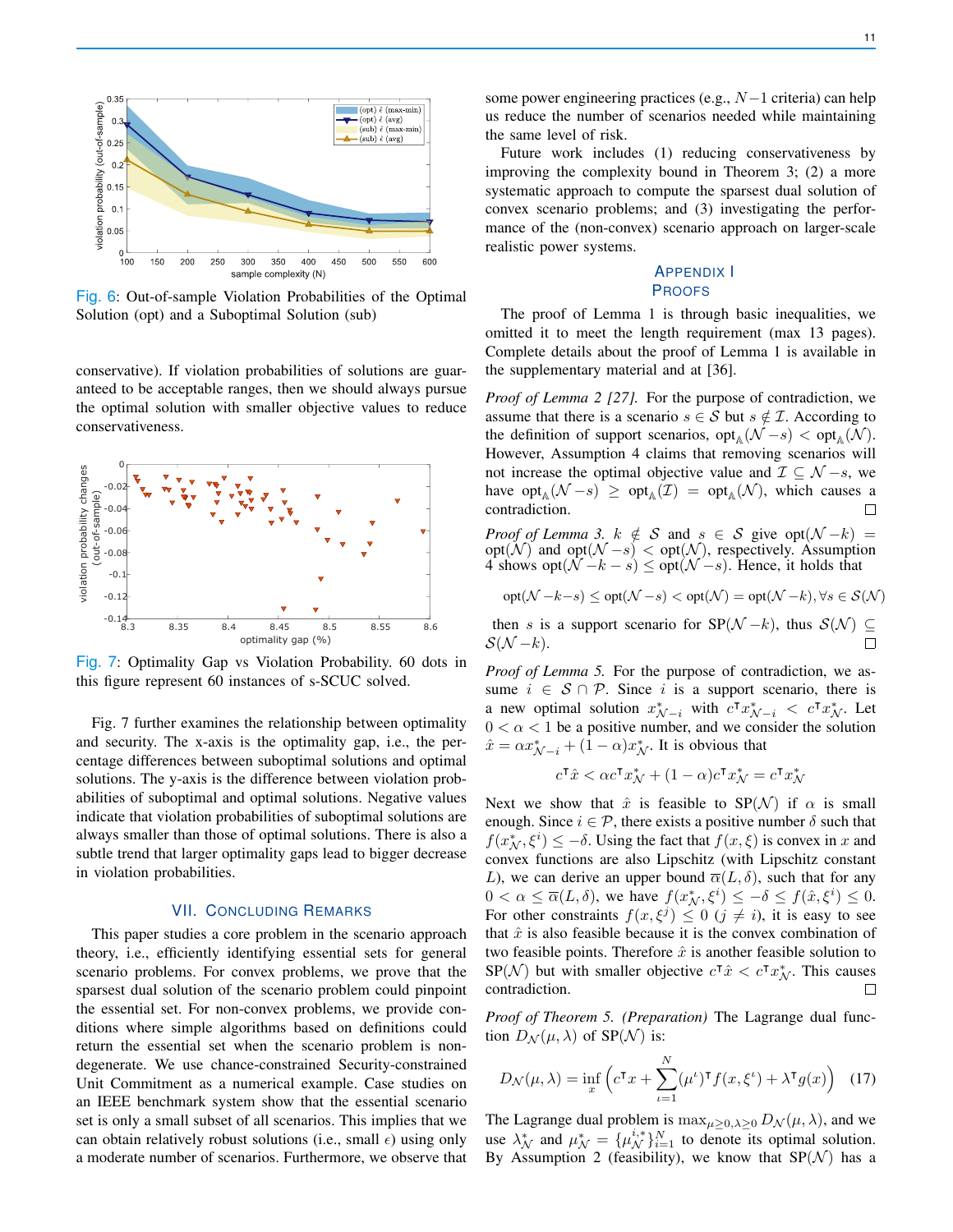Fig. 6: Out-of-sample Violation Probabilities of the Optimal Solution (opt) and a Suboptimal Solution (sub)

conservative). If violation probabilities of solutions are guaranteed to be acceptable ranges, then we should always pursue the optimal solution with smaller objective values to reduce conservativeness.

Fig. 7: Optimality Gap vs Violation Probability. 60 dots in this figure represent 60 instances of s-SCUC solved.

Fig. 7 further examines the relationship between optimality and security. The x-axis is the optimality gap, i.e., the percentage differences between suboptimal solutions and optimal solutions. The y-axis is the difference between violation probabilities of suboptimal and optimal solutions. Negative values indicate that violation probabilities of suboptimal solutions are always smaller than those of optimal solutions. There is also a subtle trend that larger optimality gaps lead to bigger decrease in violation probabilities.

## VII. Concluding Remarks

This paper studies a core problem in the scenario approach theory, i.e., efficiently identifying essential sets for general scenario problems. For convex problems, we prove that the sparsest dual solution of the scenario problem could pinpoint the essential set. For non-convex problems, we provide conditions where simple algorithms based on definitions could return the essential set when the scenario problem is non-degenerate. We use chance-constrained Security-constrained Unit Commitment as a numerical example. Case studies on an IEEE benchmark system show that the essential scenario set is only a small subset of all scenarios. This implies that we can obtain relatively robust solutions (i.e., small $\epsilon$) using only a moderate number of scenarios. Furthermore, we observe that some power engineering practices (e.g., $N-1$ criteria) can help us reduce the number of scenarios needed while maintaining the same level of risk.

Future work includes (1) reducing conservativeness by improving the complexity bound in Theorem 3; (2) a more systematic approach to compute the sparsest dual solution of convex scenario problems; and (3) investigating the performance of the (non-convex) scenario approach on larger-scale realistic power systems.

## Appendix I
## Proofs

The proof of Lemma 1 is through basic inequalities, we omitted it to meet the length requirement (max 13 pages). Complete details about the proof of Lemma 1 is available in the supplementary material and at [36].

*Proof of Lemma 2 [27].* For the purpose of contradiction, we assume that there is a scenario $s \in \mathcal{S}$ but $s \notin \mathcal{I}$. According to the definition of support scenarios, $\text{opt}_{\mathbb{A}}(\mathcal{N}-s) < \text{opt}_{\mathbb{A}}(\mathcal{N})$. However, Assumption 4 claims that removing scenarios will not increase the optimal objective value and $\mathcal{I} \subseteq \mathcal{N}-s$, we have $\text{opt}_{\mathbb{A}}(\mathcal{N}-s) \geq \text{opt}_{\mathbb{A}}(\mathcal{I}) = \text{opt}_{\mathbb{A}}(\mathcal{N})$, which causes a contradiction. □

*Proof of Lemma 3.* $k \notin \mathcal{S}$ and $s \in \mathcal{S}$ give $\text{opt}(\mathcal{N}-k) = \text{opt}(\mathcal{N})$ and $\text{opt}(\mathcal{N}-s) < \text{opt}(\mathcal{N})$, respectively. Assumption 4 shows $\text{opt}(\mathcal{N}-k-s) \leq \text{opt}(\mathcal{N}-s)$. Hence, it holds that

$$\text{opt}(\mathcal{N}-k-s) \leq \text{opt}(\mathcal{N}-s) < \text{opt}(\mathcal{N}) = \text{opt}(\mathcal{N}-k), \forall s \in \mathcal{S}(\mathcal{N})$$

then $s$ is a support scenario for $\text{SP}(\mathcal{N}-k)$, thus $\mathcal{S}(\mathcal{N}) \subseteq \mathcal{S}(\mathcal{N}-k)$. □

*Proof of Lemma 5.* For the purpose of contradiction, we assume $i \in \mathcal{S} \cap \mathcal{P}$. Since $i$ is a support scenario, there is a new optimal solution $x^*_{\mathcal{N}-i}$ with $c^\intercal x^*_{\mathcal{N}-i} < c^\intercal x^*_{\mathcal{N}}$. Let $0 < \alpha < 1$ be a positive number, and we consider the solution $\hat{x} = \alpha x^*_{\mathcal{N}-i} + (1-\alpha) x^*_{\mathcal{N}}$. It is obvious that

$$c^\intercal \hat{x} < \alpha c^\intercal x^*_{\mathcal{N}} + (1-\alpha) c^\intercal x^*_{\mathcal{N}} = c^\intercal x^*_{\mathcal{N}}$$

Next we show that $\hat{x}$ is feasible to $\text{SP}(\mathcal{N})$ if $\alpha$ is small enough. Since $i \in \mathcal{P}$, there exists a positive number $\delta$ such that $f(x^*_{\mathcal{N}}, \xi^i) \leq -\delta$. Using the fact that $f(x, \xi)$ is convex in $x$ and convex functions are also Lipschitz (with Lipschitz constant $L$), we can derive an upper bound $\overline{\alpha}(L, \delta)$, such that for any $0 < \alpha \leq \overline{\alpha}(L, \delta)$, we have $f(x^*_{\mathcal{N}}, \xi^i) \leq -\delta \leq f(\hat{x}, \xi^i) \leq 0$. For other constraints $f(x, \xi^j) \leq 0$ $(j \neq i)$, it is easy to see that $\hat{x}$ is also feasible because it is the convex combination of two feasible points. Therefore $\hat{x}$ is another feasible solution to $\text{SP}(\mathcal{N})$ but with smaller objective $c^\intercal \hat{x} < c^\intercal x^*_{\mathcal{N}}$. This causes contradiction. □

*Proof of Theorem 5. (Preparation)* The Lagrange dual function $D_{\mathcal{N}}(\mu, \lambda)$ of $\text{SP}(\mathcal{N})$ is:

$$D_{\mathcal{N}}(\mu, \lambda) = \inf_x \left( c^\intercal x + \sum_{\iota=1}^{N} (\mu^\iota)^\intercal f(x, \xi^\iota) + \lambda^\intercal g(x) \right) \quad (17)$$

The Lagrange dual problem is $\max_{\mu \geq 0, \lambda \geq 0} D_{\mathcal{N}}(\mu, \lambda)$, and we use $\lambda^*_{\mathcal{N}}$ and $\mu^*_{\mathcal{N}} = \{\mu^{i,*}_{\mathcal{N}}\}_{i=1}^N$ to denote its optimal solution. By Assumption 2 (feasibility), we know that $\text{SP}(\mathcal{N})$ has a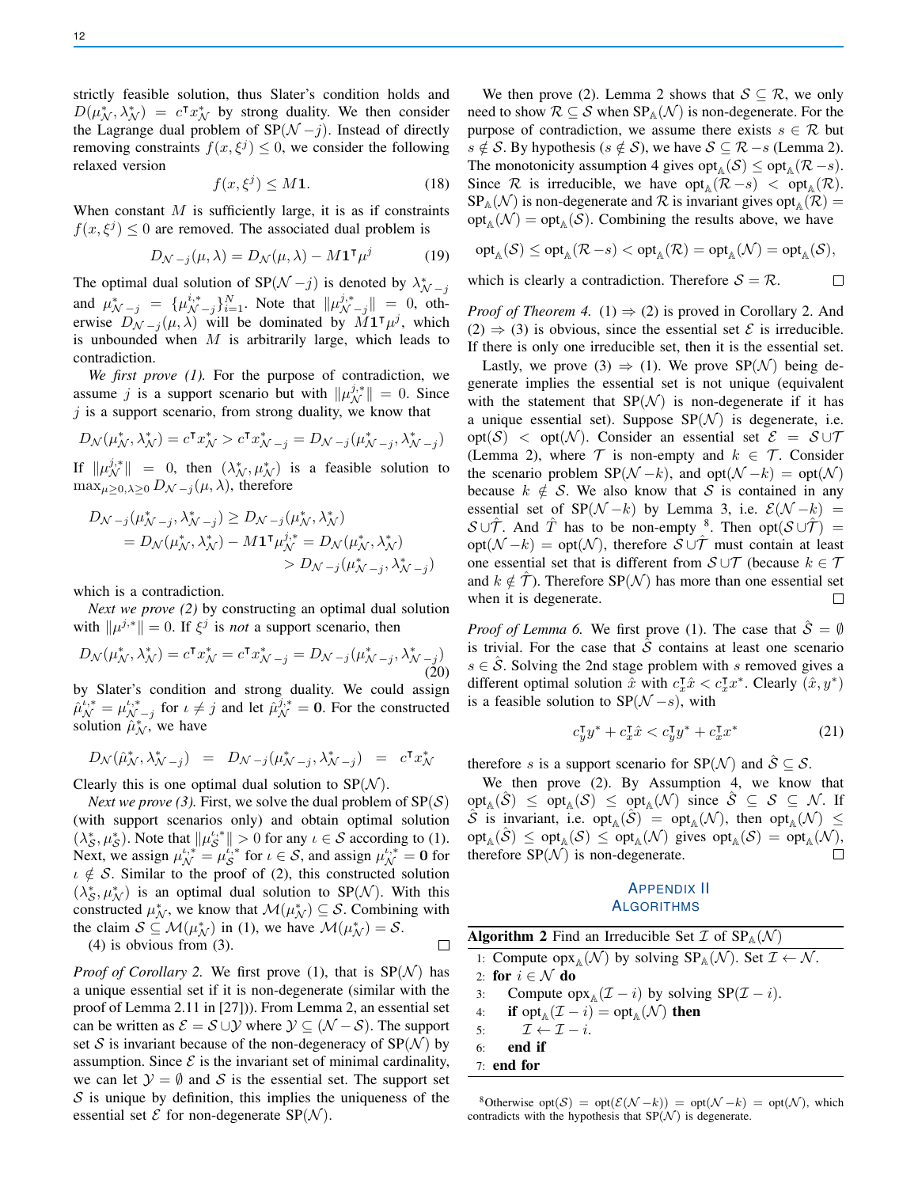strictly feasible solution, thus Slater's condition holds and $D(\mu^*_{\mathcal{N}}, \lambda^*_{\mathcal{N}}) = c^\intercal x^*_{\mathcal{N}}$ by strong duality. We then consider the Lagrange dual problem of $\text{SP}(\mathcal{N}-j)$. Instead of directly removing constraints $f(x, \xi^j) \leq 0$, we consider the following relaxed version

$$f(x, \xi^j) \leq M\mathbf{1}. \tag{18}$$

When constant $M$ is sufficiently large, it is as if constraints $f(x, \xi^j) \leq 0$ are removed. The associated dual problem is

$$D_{\mathcal{N}-j}(\mu, \lambda) = D_{\mathcal{N}}(\mu, \lambda) - M\mathbf{1}^\intercal \mu^j \tag{19}$$

The optimal dual solution of $\text{SP}(\mathcal{N}-j)$ is denoted by $\lambda^*_{\mathcal{N}-j}$ and $\mu^*_{\mathcal{N}-j} = \{\mu^{i,*}_{\mathcal{N}-j}\}_{i=1}^N$. Note that $\|\mu^{j,*}_{\mathcal{N}-j}\| = 0$, otherwise $D_{\mathcal{N}-j}(\mu, \lambda)$ will be dominated by $M\mathbf{1}^\intercal \mu^j$, which is unbounded when $M$ is arbitrarily large, which leads to contradiction.

*We first prove (1).* For the purpose of contradiction, we assume $j$ is a support scenario but with $\|\mu^{j,*}_{\mathcal{N}}\| = 0$. Since $j$ is a support scenario, from strong duality, we know that

$$D_{\mathcal{N}}(\mu^*_{\mathcal{N}}, \lambda^*_{\mathcal{N}}) = c^\intercal x^*_{\mathcal{N}} > c^\intercal x^*_{\mathcal{N}-j} = D_{\mathcal{N}-j}(\mu^*_{\mathcal{N}-j}, \lambda^*_{\mathcal{N}-j})$$

If $\|\mu^{j,*}_{\mathcal{N}}\| = 0$, then $(\lambda^*_{\mathcal{N}}, \mu^*_{\mathcal{N}})$ is a feasible solution to $\max_{\mu \geq 0, \lambda \geq 0} D_{\mathcal{N}-j}(\mu, \lambda)$, therefore

$$\begin{aligned}
D_{\mathcal{N}-j}(\mu^*_{\mathcal{N}-j}, \lambda^*_{\mathcal{N}-j}) &\geq D_{\mathcal{N}-j}(\mu^*_{\mathcal{N}}, \lambda^*_{\mathcal{N}}) \\
&= D_{\mathcal{N}}(\mu^*_{\mathcal{N}}, \lambda^*_{\mathcal{N}}) - M\mathbf{1}^\intercal \mu^{j,*}_{\mathcal{N}} = D_{\mathcal{N}}(\mu^*_{\mathcal{N}}, \lambda^*_{\mathcal{N}}) \\
&> D_{\mathcal{N}-j}(\mu^*_{\mathcal{N}-j}, \lambda^*_{\mathcal{N}-j})
\end{aligned}$$

which is a contradiction.

*Next we prove (2)* by constructing an optimal dual solution with $\|\mu^{j,*}\| = 0$. If $\xi^j$ is *not* a support scenario, then

$$D_{\mathcal{N}}(\mu^*_{\mathcal{N}}, \lambda^*_{\mathcal{N}}) = c^\intercal x^*_{\mathcal{N}} = c^\intercal x^*_{\mathcal{N}-j} = D_{\mathcal{N}-j}(\mu^*_{\mathcal{N}-j}, \lambda^*_{\mathcal{N}-j}) \tag{20}$$

by Slater's condition and strong duality. We could assign $\hat{\mu}^{\iota,*}_{\mathcal{N}} = \mu^{\iota,*}_{\mathcal{N}-j}$ for $\iota \neq j$ and let $\hat{\mu}^{j,*}_{\mathcal{N}} = \mathbf{0}$. For the constructed solution $\hat{\mu}^*_{\mathcal{N}}$, we have

$$D_{\mathcal{N}}(\hat{\mu}^*_{\mathcal{N}}, \lambda^*_{\mathcal{N}-j}) = D_{\mathcal{N}-j}(\mu^*_{\mathcal{N}-j}, \lambda^*_{\mathcal{N}-j}) = c^\intercal x^*_{\mathcal{N}}$$

Clearly this is one optimal dual solution to $\text{SP}(\mathcal{N})$.

*Next we prove (3).* First, we solve the dual problem of $\text{SP}(\mathcal{S})$ (with support scenarios only) and obtain optimal solution $(\lambda^*_{\mathcal{S}}, \mu^*_{\mathcal{S}})$. Note that $\|\mu^{\iota,*}_{\mathcal{S}}\| > 0$ for any $\iota \in \mathcal{S}$ according to (1). Next, we assign $\mu^{\iota,*}_{\mathcal{N}} = \mu^{\iota,*}_{\mathcal{S}}$ for $\iota \in \mathcal{S}$, and assign $\mu^{\iota,*}_{\mathcal{N}} = \mathbf{0}$ for $\iota \notin \mathcal{S}$. Similar to the proof of (2), this constructed solution $(\lambda^*_{\mathcal{S}}, \mu^*_{\mathcal{N}})$ is an optimal dual solution to $\text{SP}(\mathcal{N})$. With this constructed $\mu^*_{\mathcal{N}}$, we know that $\mathcal{M}(\mu^*_{\mathcal{N}}) \subseteq \mathcal{S}$. Combining with the claim $\mathcal{S} \subseteq \mathcal{M}(\mu^*_{\mathcal{N}})$ in (1), we have $\mathcal{M}(\mu^*_{\mathcal{N}}) = \mathcal{S}$.

(4) is obvious from (3). ◻

*Proof of Corollary 2.* We first prove (1), that is $\text{SP}(\mathcal{N})$ has a unique essential set if it is non-degenerate (similar with the proof of Lemma 2.11 in [27])). From Lemma 2, an essential set can be written as $\mathcal{E} = \mathcal{S} \cup \mathcal{Y}$ where $\mathcal{Y} \subseteq (\mathcal{N} - \mathcal{S})$. The support set $\mathcal{S}$ is invariant because of the non-degeneracy of $\text{SP}(\mathcal{N})$ by assumption. Since $\mathcal{E}$ is the invariant set of minimal cardinality, we can let $\mathcal{Y} = \emptyset$ and $\mathcal{S}$ is the essential set. The support set $\mathcal{S}$ is unique by definition, this implies the uniqueness of the essential set $\mathcal{E}$ for non-degenerate $\text{SP}(\mathcal{N})$.

We then prove (2). Lemma 2 shows that $\mathcal{S} \subseteq \mathcal{R}$, we only need to show $\mathcal{R} \subseteq \mathcal{S}$ when $\text{SP}_{\mathbb{A}}(\mathcal{N})$ is non-degenerate. For the purpose of contradiction, we assume there exists $s \in \mathcal{R}$ but $s \notin \mathcal{S}$. By hypothesis ($s \notin \mathcal{S}$), we have $\mathcal{S} \subseteq \mathcal{R} - s$ (Lemma 2). The monotonicity assumption 4 gives $\text{opt}_{\mathbb{A}}(\mathcal{S}) \leq \text{opt}_{\mathbb{A}}(\mathcal{R} - s)$. Since $\mathcal{R}$ is irreducible, we have $\text{opt}_{\mathbb{A}}(\mathcal{R} - s) < \text{opt}_{\mathbb{A}}(\mathcal{R})$. $\text{SP}_{\mathbb{A}}(\mathcal{N})$ is non-degenerate and $\mathcal{R}$ is invariant gives $\text{opt}_{\mathbb{A}}(\mathcal{R}) = \text{opt}_{\mathbb{A}}(\mathcal{N}) = \text{opt}_{\mathbb{A}}(\mathcal{S})$. Combining the results above, we have

$$\text{opt}_{\mathbb{A}}(\mathcal{S}) \leq \text{opt}_{\mathbb{A}}(\mathcal{R} - s) < \text{opt}_{\mathbb{A}}(\mathcal{R}) = \text{opt}_{\mathbb{A}}(\mathcal{N}) = \text{opt}_{\mathbb{A}}(\mathcal{S}),$$

which is clearly a contradiction. Therefore $\mathcal{S} = \mathcal{R}$. ◻

*Proof of Theorem 4.* (1) $\Rightarrow$ (2) is proved in Corollary 2. And (2) $\Rightarrow$ (3) is obvious, since the essential set $\mathcal{E}$ is irreducible. If there is only one irreducible set, then it is the essential set.

Lastly, we prove (3) $\Rightarrow$ (1). We prove $\text{SP}(\mathcal{N})$ being degenerate implies the essential set is not unique (equivalent with the statement that $\text{SP}(\mathcal{N})$ is non-degenerate if it has a unique essential set). Suppose $\text{SP}(\mathcal{N})$ is degenerate, i.e. $\text{opt}(\mathcal{S}) < \text{opt}(\mathcal{N})$. Consider an essential set $\mathcal{E} = \mathcal{S} \cup \mathcal{T}$ (Lemma 2), where $\mathcal{T}$ is non-empty and $k \in \mathcal{T}$. Consider the scenario problem $\text{SP}(\mathcal{N} - k)$, and $\text{opt}(\mathcal{N} - k) = \text{opt}(\mathcal{N})$ because $k \notin \mathcal{S}$. We also know that $\mathcal{S}$ is contained in any essential set of $\text{SP}(\mathcal{N} - k)$ by Lemma 3, i.e. $\mathcal{E}(\mathcal{N} - k) = \mathcal{S} \cup \hat{\mathcal{T}}$. And $\hat{T}$ has to be non-empty [8]. Then $\text{opt}(\mathcal{S} \cup \hat{\mathcal{T}}) = \text{opt}(\mathcal{N} - k) = \text{opt}(\mathcal{N})$, therefore $\mathcal{S} \cup \hat{\mathcal{T}}$ must contain at least one essential set that is different from $\mathcal{S} \cup \mathcal{T}$ (because $k \in \mathcal{T}$ and $k \notin \hat{\mathcal{T}}$). Therefore $\text{SP}(\mathcal{N})$ has more than one essential set when it is degenerate. ◻

*Proof of Lemma 6.* We first prove (1). The case that $\hat{\mathcal{S}} = \emptyset$ is trivial. For the case that $\hat{\mathcal{S}}$ contains at least one scenario $s \in \hat{\mathcal{S}}$. Solving the 2nd stage problem with $s$ removed gives a different optimal solution $\hat{x}$ with $c_x^\intercal \hat{x} < c_x^\intercal x^*$. Clearly $(\hat{x}, y^*)$ is a feasible solution to $\text{SP}(\mathcal{N} - s)$, with

$$c_y^\intercal y^* + c_x^\intercal \hat{x} < c_y^\intercal y^* + c_x^\intercal x^* \tag{21}$$

therefore $s$ is a support scenario for $\text{SP}(\mathcal{N})$ and $\hat{\mathcal{S}} \subseteq \mathcal{S}$.

We then prove (2). By Assumption 4, we know that $\text{opt}_{\mathbb{A}}(\hat{\mathcal{S}}) \leq \text{opt}_{\mathbb{A}}(\mathcal{S}) \leq \text{opt}_{\mathbb{A}}(\mathcal{N})$ since $\hat{\mathcal{S}} \subseteq \mathcal{S} \subseteq \mathcal{N}$. If $\hat{\mathcal{S}}$ is invariant, i.e. $\text{opt}_{\mathbb{A}}(\hat{\mathcal{S}}) = \text{opt}_{\mathbb{A}}(\mathcal{N})$, then $\text{opt}_{\mathbb{A}}(\mathcal{N}) \leq \text{opt}_{\mathbb{A}}(\hat{\mathcal{S}}) \leq \text{opt}_{\mathbb{A}}(\mathcal{S}) \leq \text{opt}_{\mathbb{A}}(\mathcal{N})$ gives $\text{opt}_{\mathbb{A}}(\mathcal{S}) = \text{opt}_{\mathbb{A}}(\mathcal{N})$, therefore $\text{SP}(\mathcal{N})$ is non-degenerate. ◻

## Appendix II
## Algorithms

**Algorithm 2** Find an Irreducible Set $\mathcal{I}$ of $\text{SP}_{\mathbb{A}}(\mathcal{N})$

1: Compute $\text{opx}_{\mathbb{A}}(\mathcal{N})$ by solving $\text{SP}_{\mathbb{A}}(\mathcal{N})$. Set $\mathcal{I} \leftarrow \mathcal{N}$.
2: **for** $i \in \mathcal{N}$ **do**
3: Compute $\text{opx}_{\mathbb{A}}(\mathcal{I} - i)$ by solving $\text{SP}(\mathcal{I} - i)$.
4: **if** $\text{opt}_{\mathbb{A}}(\mathcal{I} - i) = \text{opt}_{\mathbb{A}}(\mathcal{N})$ **then**
5: $\mathcal{I} \leftarrow \mathcal{I} - i$.
6: **end if**
7: **end for**

[8] Otherwise $\text{opt}(\mathcal{S}) = \text{opt}(\mathcal{E}(\mathcal{N} - k)) = \text{opt}(\mathcal{N} - k) = \text{opt}(\mathcal{N})$, which contradicts with the hypothesis that $\text{SP}(\mathcal{N})$ is degenerate.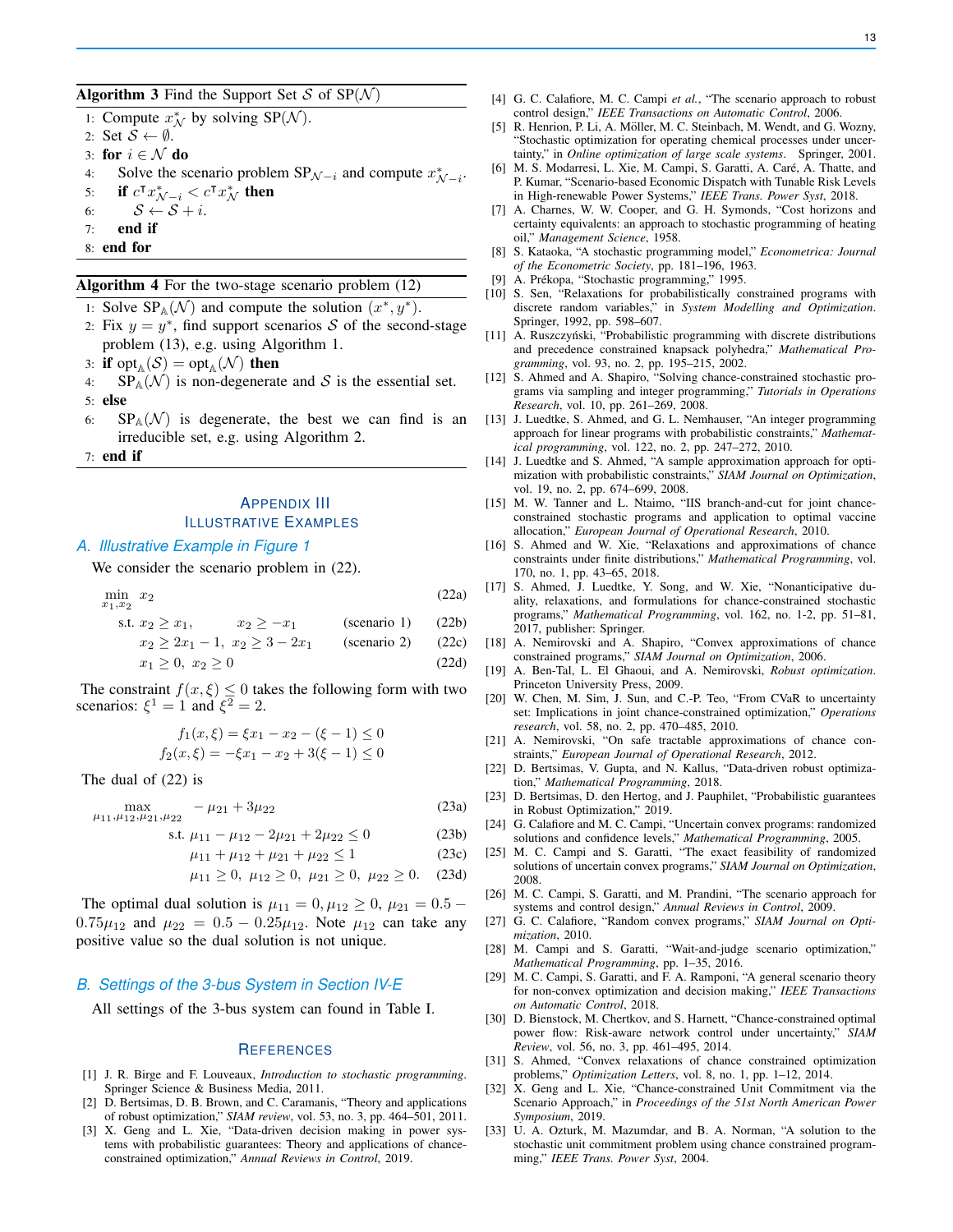**Algorithm 3** Find the Support Set $\mathcal{S}$ of SP($\mathcal{N}$)

1: Compute $x^*_{\mathcal{N}}$ by solving SP($\mathcal{N}$).
2: Set $\mathcal{S} \leftarrow \emptyset$.
3: **for** $i \in \mathcal{N}$ **do**
4: Solve the scenario problem $\text{SP}_{\mathcal{N}-i}$ and compute $x^*_{\mathcal{N}-i}$.
5: **if** $c^\intercal x^*_{\mathcal{N}-i} < c^\intercal x^*_{\mathcal{N}}$ **then**
6: $\mathcal{S} \leftarrow \mathcal{S} + i$.
7: **end if**
8: **end for**

**Algorithm 4** For the two-stage scenario problem (12)

1: Solve $\text{SP}_{\mathbb{A}}(\mathcal{N})$ and compute the solution $(x^*, y^*)$.
2: Fix $y = y^*$, find support scenarios $\mathcal{S}$ of the second-stage problem (13), e.g. using Algorithm 1.
3: **if** $\text{opt}_{\mathbb{A}}(\mathcal{S}) = \text{opt}_{\mathbb{A}}(\mathcal{N})$ **then**
4: $\text{SP}_{\mathbb{A}}(\mathcal{N})$ is non-degenerate and $\mathcal{S}$ is the essential set.
5: **else**
6: $\text{SP}_{\mathbb{A}}(\mathcal{N})$ is degenerate, the best we can find is an irreducible set, e.g. using Algorithm 2.
7: **end if**

## Appendix III
## Illustrative Examples

### A. Illustrative Example in Figure 1

We consider the scenario problem in (22).

$$\min_{x_1, x_2} \quad x_2 \tag{22a}$$

$$\text{s.t. } x_2 \geq x_1, \qquad x_2 \geq -x_1 \qquad \text{(scenario 1)} \tag{22b}$$

$$x_2 \geq 2x_1 - 1, \; x_2 \geq 3 - 2x_1 \qquad \text{(scenario 2)} \tag{22c}$$

$$x_1 \geq 0, \; x_2 \geq 0 \tag{22d}$$

The constraint $f(x, \xi) \leq 0$ takes the following form with two scenarios: $\xi^1 = 1$ and $\xi^2 = 2$.

$$f_1(x, \xi) = \xi x_1 - x_2 - (\xi - 1) \leq 0$$
$$f_2(x, \xi) = -\xi x_1 - x_2 + 3(\xi - 1) \leq 0$$

The dual of (22) is

$$\max_{\mu_{11}, \mu_{12}, \mu_{21}, \mu_{22}} \quad -\mu_{21} + 3\mu_{22} \tag{23a}$$

$$\text{s.t. } \mu_{11} - \mu_{12} - 2\mu_{21} + 2\mu_{22} \leq 0 \tag{23b}$$

$$\mu_{11} + \mu_{12} + \mu_{21} + \mu_{22} \leq 1 \tag{23c}$$

$$\mu_{11} \geq 0, \; \mu_{12} \geq 0, \; \mu_{21} \geq 0, \; \mu_{22} \geq 0. \tag{23d}$$

The optimal dual solution is $\mu_{11} = 0, \mu_{12} \geq 0$, $\mu_{21} = 0.5 - 0.75\mu_{12}$ and $\mu_{22} = 0.5 - 0.25\mu_{12}$. Note $\mu_{12}$ can take any positive value so the dual solution is not unique.

### B. Settings of the 3-bus System in Section IV-E

All settings of the 3-bus system can found in Table I.

## References

[1] J. R. Birge and F. Louveaux, *Introduction to stochastic programming*. Springer Science & Business Media, 2011.

[2] D. Bertsimas, D. B. Brown, and C. Caramanis, "Theory and applications of robust optimization," *SIAM review*, vol. 53, no. 3, pp. 464–501, 2011.

[3] X. Geng and L. Xie, "Data-driven decision making in power systems with probabilistic guarantees: Theory and applications of chance-constrained optimization," *Annual Reviews in Control*, 2019.

[4] G. C. Calafiore, M. C. Campi *et al.*, "The scenario approach to robust control design," *IEEE Transactions on Automatic Control*, 2006.

[5] R. Henrion, P. Li, A. Möller, M. C. Steinbach, M. Wendt, and G. Wozny, "Stochastic optimization for operating chemical processes under uncertainty," in *Online optimization of large scale systems*. Springer, 2001.

[6] M. S. Modarresi, L. Xie, M. Campi, S. Garatti, A. Caré, A. Thatte, and P. Kumar, "Scenario-based Economic Dispatch with Tunable Risk Levels in High-renewable Power Systems," *IEEE Trans. Power Syst*, 2018.

[7] A. Charnes, W. W. Cooper, and G. H. Symonds, "Cost horizons and certainty equivalents: an approach to stochastic programming of heating oil," *Management Science*, 1958.

[8] S. Kataoka, "A stochastic programming model," *Econometrica: Journal of the Econometric Society*, pp. 181–196, 1963.

[9] A. Prékopa, "Stochastic programming," 1995.

[10] S. Sen, "Relaxations for probabilistically constrained programs with discrete random variables," in *System Modelling and Optimization*. Springer, 1992, pp. 598–607.

[11] A. Ruszczyński, "Probabilistic programming with discrete distributions and precedence constrained knapsack polyhedra," *Mathematical Programming*, vol. 93, no. 2, pp. 195–215, 2002.

[12] S. Ahmed and A. Shapiro, "Solving chance-constrained stochastic programs via sampling and integer programming," *Tutorials in Operations Research*, vol. 10, pp. 261–269, 2008.

[13] J. Luedtke, S. Ahmed, and G. L. Nemhauser, "An integer programming approach for linear programs with probabilistic constraints," *Mathematical programming*, vol. 122, no. 2, pp. 247–272, 2010.

[14] J. Luedtke and S. Ahmed, "A sample approximation approach for optimization with probabilistic constraints," *SIAM Journal on Optimization*, vol. 19, no. 2, pp. 674–699, 2008.

[15] M. W. Tanner and L. Ntaimo, "IIS branch-and-cut for joint chance-constrained stochastic programs and application to optimal vaccine allocation," *European Journal of Operational Research*, 2010.

[16] S. Ahmed and W. Xie, "Relaxations and approximations of chance constraints under finite distributions," *Mathematical Programming*, vol. 170, no. 1, pp. 43–65, 2018.

[17] S. Ahmed, J. Luedtke, Y. Song, and W. Xie, "Nonanticipative duality, relaxations, and formulations for chance-constrained stochastic programs," *Mathematical Programming*, vol. 162, no. 1-2, pp. 51–81, 2017, publisher: Springer.

[18] A. Nemirovski and A. Shapiro, "Convex approximations of chance constrained programs," *SIAM Journal on Optimization*, 2006.

[19] A. Ben-Tal, L. El Ghaoui, and A. Nemirovski, *Robust optimization*. Princeton University Press, 2009.

[20] W. Chen, M. Sim, J. Sun, and C.-P. Teo, "From CVaR to uncertainty set: Implications in joint chance-constrained optimization," *Operations research*, vol. 58, no. 2, pp. 470–485, 2010.

[21] A. Nemirovski, "On safe tractable approximations of chance constraints," *European Journal of Operational Research*, 2012.

[22] D. Bertsimas, V. Gupta, and N. Kallus, "Data-driven robust optimization," *Mathematical Programming*, 2018.

[23] D. Bertsimas, D. den Hertog, and J. Pauphilet, "Probabilistic guarantees in Robust Optimization," 2019.

[24] G. Calafiore and M. C. Campi, "Uncertain convex programs: randomized solutions and confidence levels," *Mathematical Programming*, 2005.

[25] M. C. Campi and S. Garatti, "The exact feasibility of randomized solutions of uncertain convex programs," *SIAM Journal on Optimization*, 2008.

[26] M. C. Campi, S. Garatti, and M. Prandini, "The scenario approach for systems and control design," *Annual Reviews in Control*, 2009.

[27] G. C. Calafiore, "Random convex programs," *SIAM Journal on Optimization*, 2010.

[28] M. Campi and S. Garatti, "Wait-and-judge scenario optimization," *Mathematical Programming*, pp. 1–35, 2016.

[29] M. C. Campi, S. Garatti, and F. A. Ramponi, "A general scenario theory for non-convex optimization and decision making," *IEEE Transactions on Automatic Control*, 2018.

[30] D. Bienstock, M. Chertkov, and S. Harnett, "Chance-constrained optimal power flow: Risk-aware network control under uncertainty," *SIAM Review*, vol. 56, no. 3, pp. 461–495, 2014.

[31] S. Ahmed, "Convex relaxations of chance constrained optimization problems," *Optimization Letters*, vol. 8, no. 1, pp. 1–12, 2014.

[32] X. Geng and L. Xie, "Chance-constrained Unit Commitment via the Scenario Approach," in *Proceedings of the 51st North American Power Symposium*, 2019.

[33] U. A. Ozturk, M. Mazumdar, and B. A. Norman, "A solution to the stochastic unit commitment problem using chance constrained programming," *IEEE Trans. Power Syst*, 2004.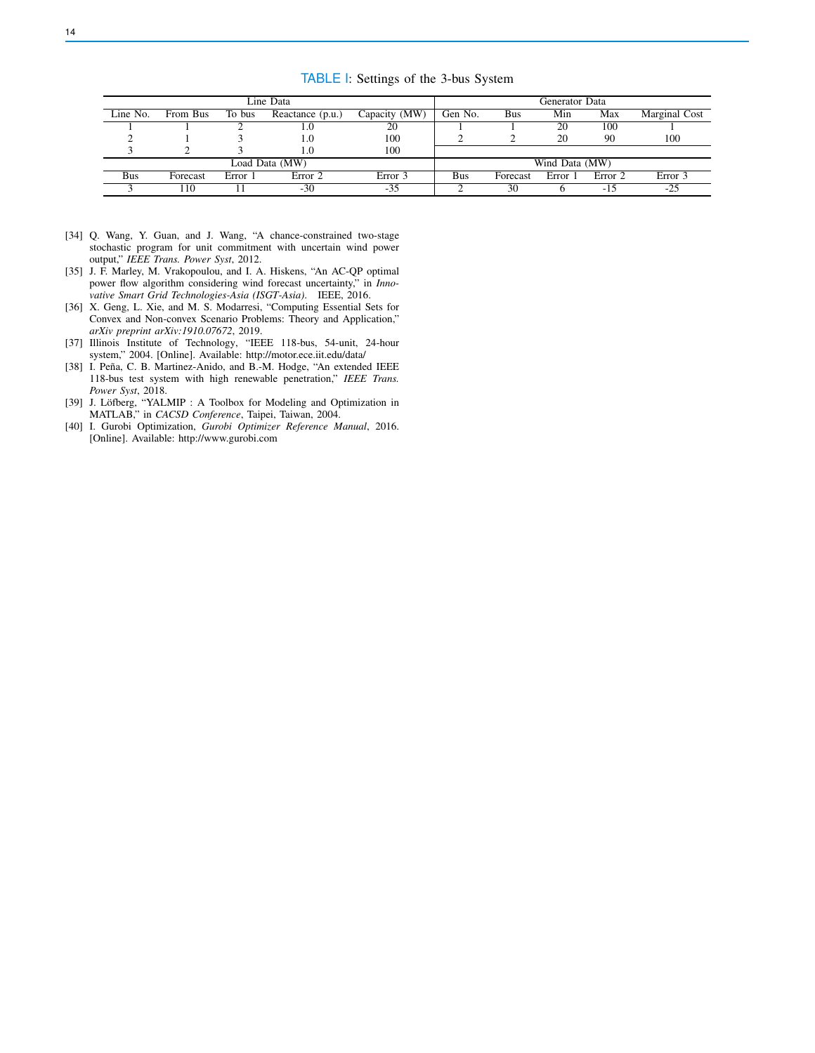TABLE I: Settings of the 3-bus System

| Line Data | | | | | Generator Data | | | | |
|---|---|---|---|---|---|---|---|---|---|
| Line No. | From Bus | To bus | Reactance (p.u.) | Capacity (MW) | Gen No. | Bus | Min | Max | Marginal Cost |
| 1 | 1 | 2 | 1.0 | 20 | 1 | 1 | 20 | 100 | 1 |
| 2 | 1 | 3 | 1.0 | 100 | 2 | 2 | 20 | 90 | 100 |
| 3 | 2 | 3 | 1.0 | 100 | | | | | |
| Load Data (MW) | | | | | Wind Data (MW) | | | | |
| Bus | Forecast | Error 1 | Error 2 | Error 3 | Bus | Forecast | Error 1 | Error 2 | Error 3 |
| 3 | 110 | 11 | -30 | -35 | 2 | 30 | 6 | -15 | -25 |

[34] Q. Wang, Y. Guan, and J. Wang, "A chance-constrained two-stage stochastic program for unit commitment with uncertain wind power output," *IEEE Trans. Power Syst*, 2012.

[35] J. F. Marley, M. Vrakopoulou, and I. A. Hiskens, "An AC-QP optimal power flow algorithm considering wind forecast uncertainty," in *Innovative Smart Grid Technologies-Asia (ISGT-Asia)*. IEEE, 2016.

[36] X. Geng, L. Xie, and M. S. Modarresi, "Computing Essential Sets for Convex and Non-convex Scenario Problems: Theory and Application," *arXiv preprint arXiv:1910.07672*, 2019.

[37] Illinois Institute of Technology, "IEEE 118-bus, 54-unit, 24-hour system," 2004. [Online]. Available: http://motor.ece.iit.edu/data/

[38] I. Peña, C. B. Martinez-Anido, and B.-M. Hodge, "An extended IEEE 118-bus test system with high renewable penetration," *IEEE Trans. Power Syst*, 2018.

[39] J. Löfberg, "YALMIP : A Toolbox for Modeling and Optimization in MATLAB," in *CACSD Conference*, Taipei, Taiwan, 2004.

[40] I. Gurobi Optimization, *Gurobi Optimizer Reference Manual*, 2016. [Online]. Available: http://www.gurobi.com